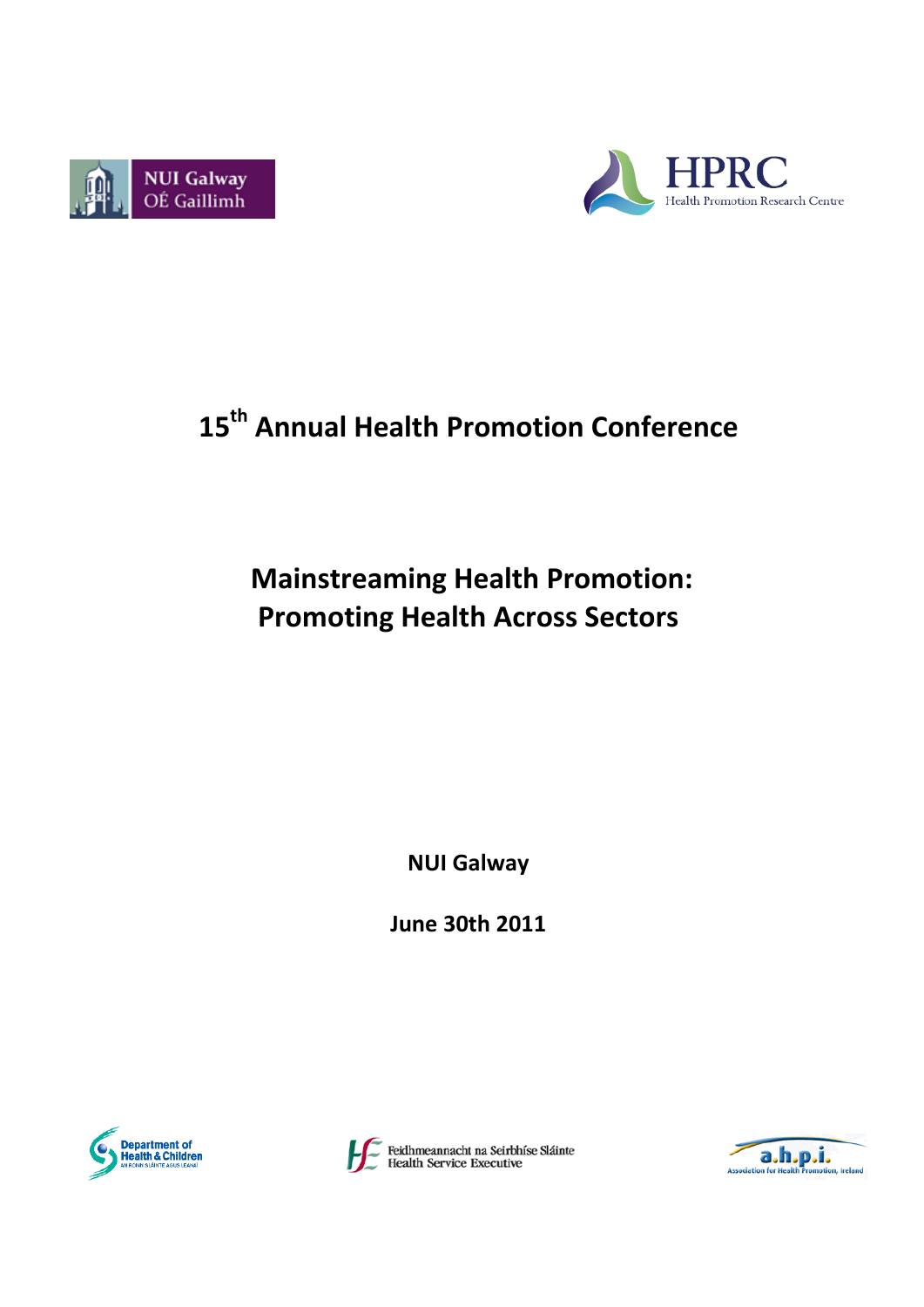NUI Galway
OÉ Gaillimh

HPRC
Health Promotion Research Centre

# 15th Annual Health Promotion Conference

## Mainstreaming Health Promotion: Promoting Health Across Sectors

**NUI Galway**

**June 30th 2011**

Department of Health & Children

Feidhmeannacht na Seirbhíse Sláinte
Health Service Executive

a.h.p.i.
Association for Health Promotion, Ireland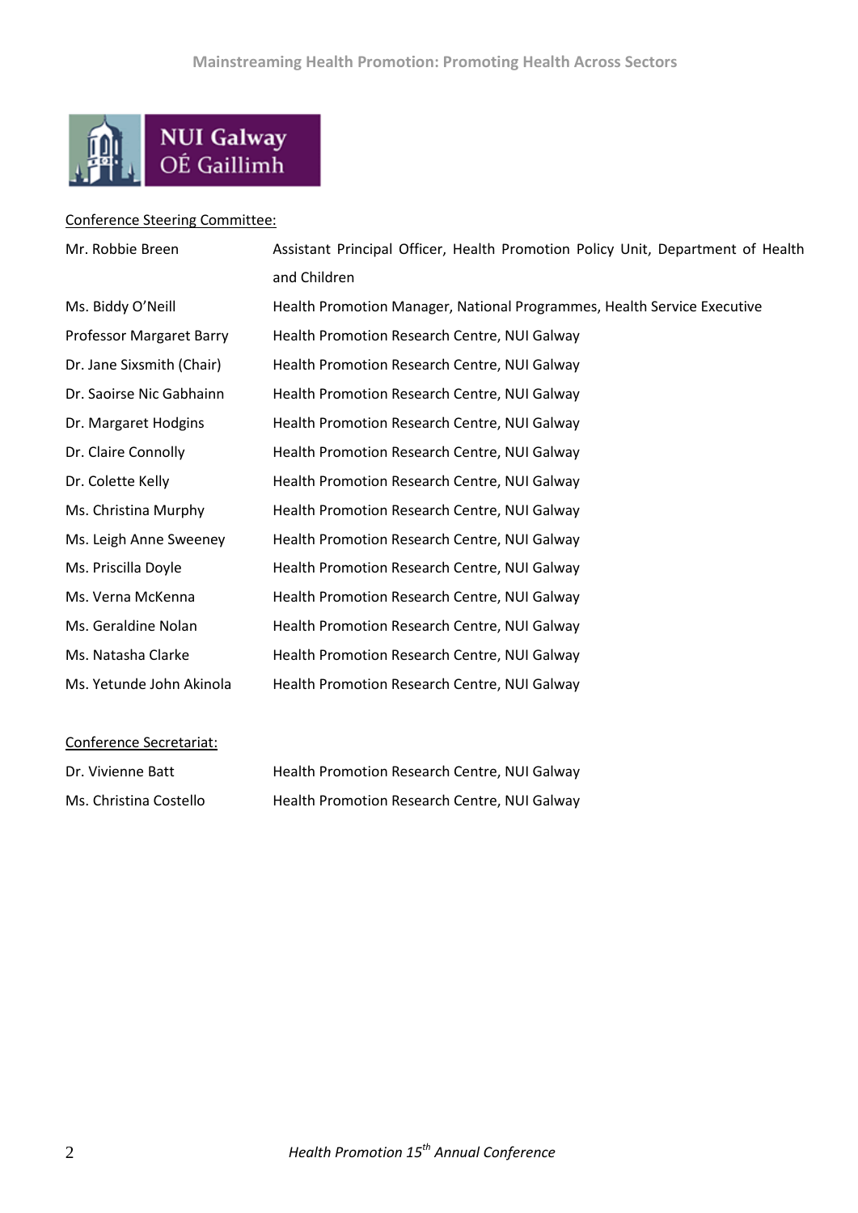Conference Steering Committee:

| | |
|---|---|
| Mr. Robbie Breen | Assistant Principal Officer, Health Promotion Policy Unit, Department of Health and Children |
| Ms. Biddy O'Neill | Health Promotion Manager, National Programmes, Health Service Executive |
| Professor Margaret Barry | Health Promotion Research Centre, NUI Galway |
| Dr. Jane Sixsmith (Chair) | Health Promotion Research Centre, NUI Galway |
| Dr. Saoirse Nic Gabhainn | Health Promotion Research Centre, NUI Galway |
| Dr. Margaret Hodgins | Health Promotion Research Centre, NUI Galway |
| Dr. Claire Connolly | Health Promotion Research Centre, NUI Galway |
| Dr. Colette Kelly | Health Promotion Research Centre, NUI Galway |
| Ms. Christina Murphy | Health Promotion Research Centre, NUI Galway |
| Ms. Leigh Anne Sweeney | Health Promotion Research Centre, NUI Galway |
| Ms. Priscilla Doyle | Health Promotion Research Centre, NUI Galway |
| Ms. Verna McKenna | Health Promotion Research Centre, NUI Galway |
| Ms. Geraldine Nolan | Health Promotion Research Centre, NUI Galway |
| Ms. Natasha Clarke | Health Promotion Research Centre, NUI Galway |
| Ms. Yetunde John Akinola | Health Promotion Research Centre, NUI Galway |

Conference Secretariat:

| | |
|---|---|
| Dr. Vivienne Batt | Health Promotion Research Centre, NUI Galway |
| Ms. Christina Costello | Health Promotion Research Centre, NUI Galway |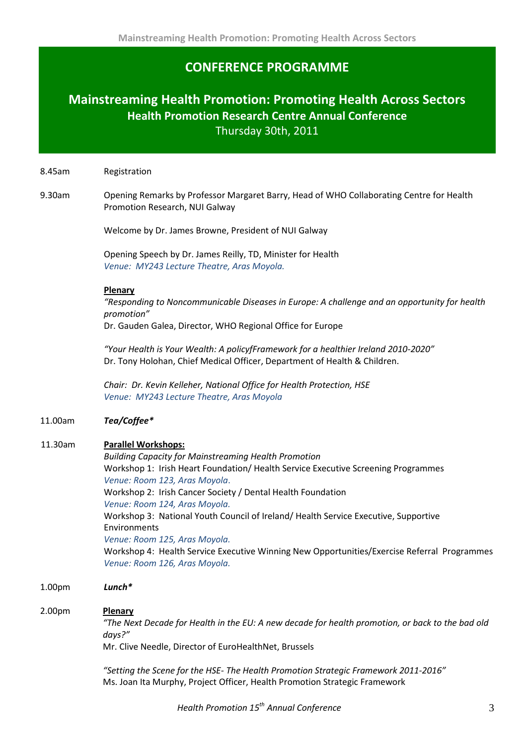# CONFERENCE PROGRAMME

## Mainstreaming Health Promotion: Promoting Health Across Sectors

### Health Promotion Research Centre Annual Conference

Thursday 30th, 2011

8.45am Registration

9.30am Opening Remarks by Professor Margaret Barry, Head of WHO Collaborating Centre for Health Promotion Research, NUI Galway

Welcome by Dr. James Browne, President of NUI Galway

Opening Speech by Dr. James Reilly, TD, Minister for Health
*Venue: MY243 Lecture Theatre, Aras Moyola.*

**Plenary**
*"Responding to Noncommunicable Diseases in Europe: A challenge and an opportunity for health promotion"*
Dr. Gauden Galea, Director, WHO Regional Office for Europe

*"Your Health is Your Wealth: A policyfFramework for a healthier Ireland 2010-2020"*
Dr. Tony Holohan, Chief Medical Officer, Department of Health & Children.

*Chair: Dr. Kevin Kelleher, National Office for Health Protection, HSE*
*Venue: MY243 Lecture Theatre, Aras Moyola*

11.00am ***Tea/Coffee****

11.30am **Parallel Workshops:**
*Building Capacity for Mainstreaming Health Promotion*
Workshop 1: Irish Heart Foundation/ Health Service Executive Screening Programmes
*Venue: Room 123, Aras Moyola.*
Workshop 2: Irish Cancer Society / Dental Health Foundation
*Venue: Room 124, Aras Moyola.*
Workshop 3: National Youth Council of Ireland/ Health Service Executive, Supportive Environments
*Venue: Room 125, Aras Moyola.*
Workshop 4: Health Service Executive Winning New Opportunities/Exercise Referral Programmes
*Venue: Room 126, Aras Moyola.*

1.00pm ***Lunch****

2.00pm **Plenary**
*"The Next Decade for Health in the EU: A new decade for health promotion, or back to the bad old days?"*
Mr. Clive Needle, Director of EuroHealthNet, Brussels

*"Setting the Scene for the HSE- The Health Promotion Strategic Framework 2011-2016"*
Ms. Joan Ita Murphy, Project Officer, Health Promotion Strategic Framework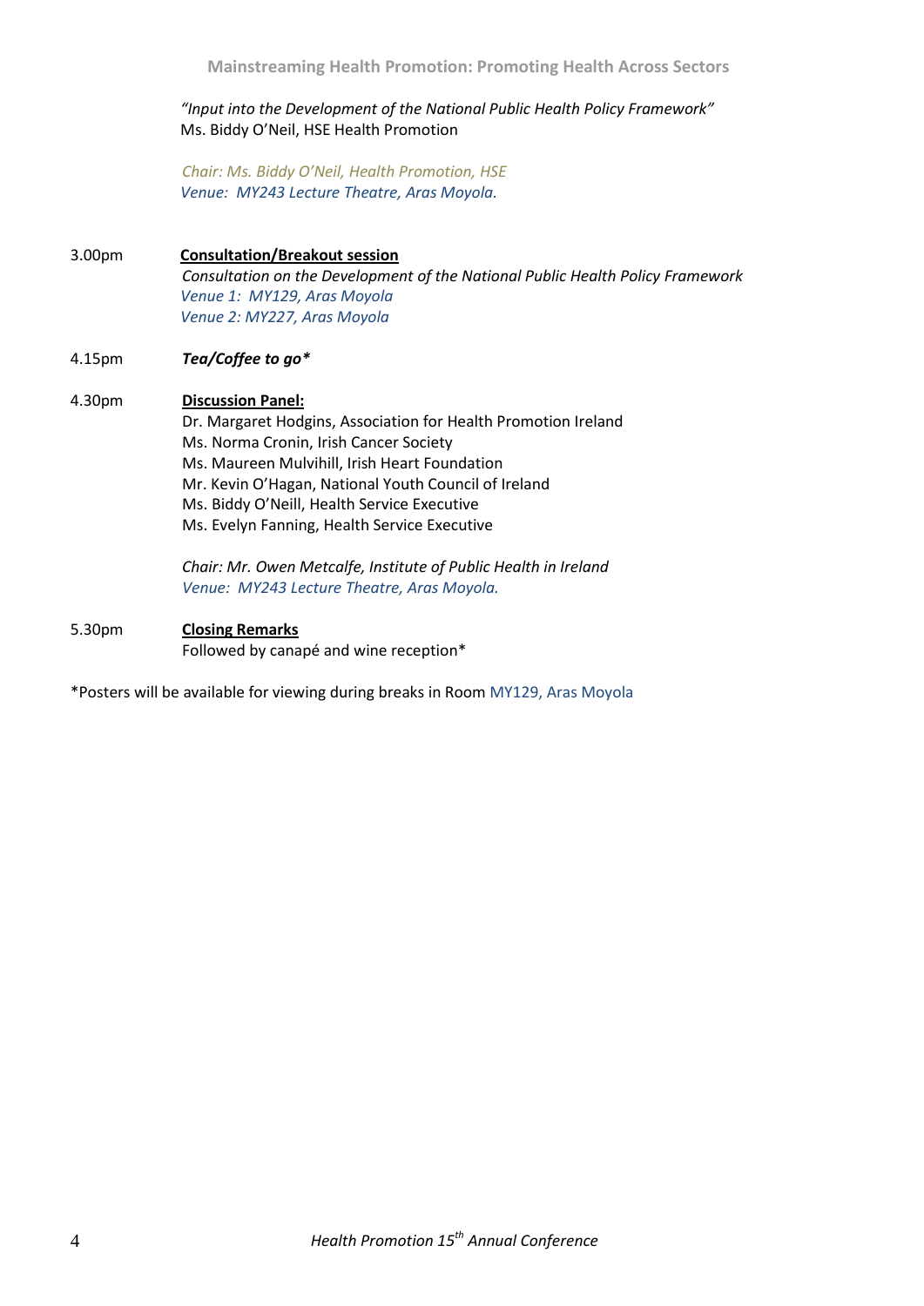*"Input into the Development of the National Public Health Policy Framework"*
Ms. Biddy O'Neil, HSE Health Promotion

*Chair: Ms. Biddy O'Neil, Health Promotion, HSE*
*Venue: MY243 Lecture Theatre, Aras Moyola.*

3.00pm **Consultation/Breakout session**
*Consultation on the Development of the National Public Health Policy Framework*
*Venue 1: MY129, Aras Moyola*
*Venue 2: MY227, Aras Moyola*

4.15pm ***Tea/Coffee to go****

4.30pm **Discussion Panel:**
Dr. Margaret Hodgins, Association for Health Promotion Ireland
Ms. Norma Cronin, Irish Cancer Society
Ms. Maureen Mulvihill, Irish Heart Foundation
Mr. Kevin O'Hagan, National Youth Council of Ireland
Ms. Biddy O'Neill, Health Service Executive
Ms. Evelyn Fanning, Health Service Executive

*Chair: Mr. Owen Metcalfe, Institute of Public Health in Ireland*
*Venue: MY243 Lecture Theatre, Aras Moyola.*

5.30pm **Closing Remarks**
Followed by canapé and wine reception*

*Posters will be available for viewing during breaks in Room MY129, Aras Moyola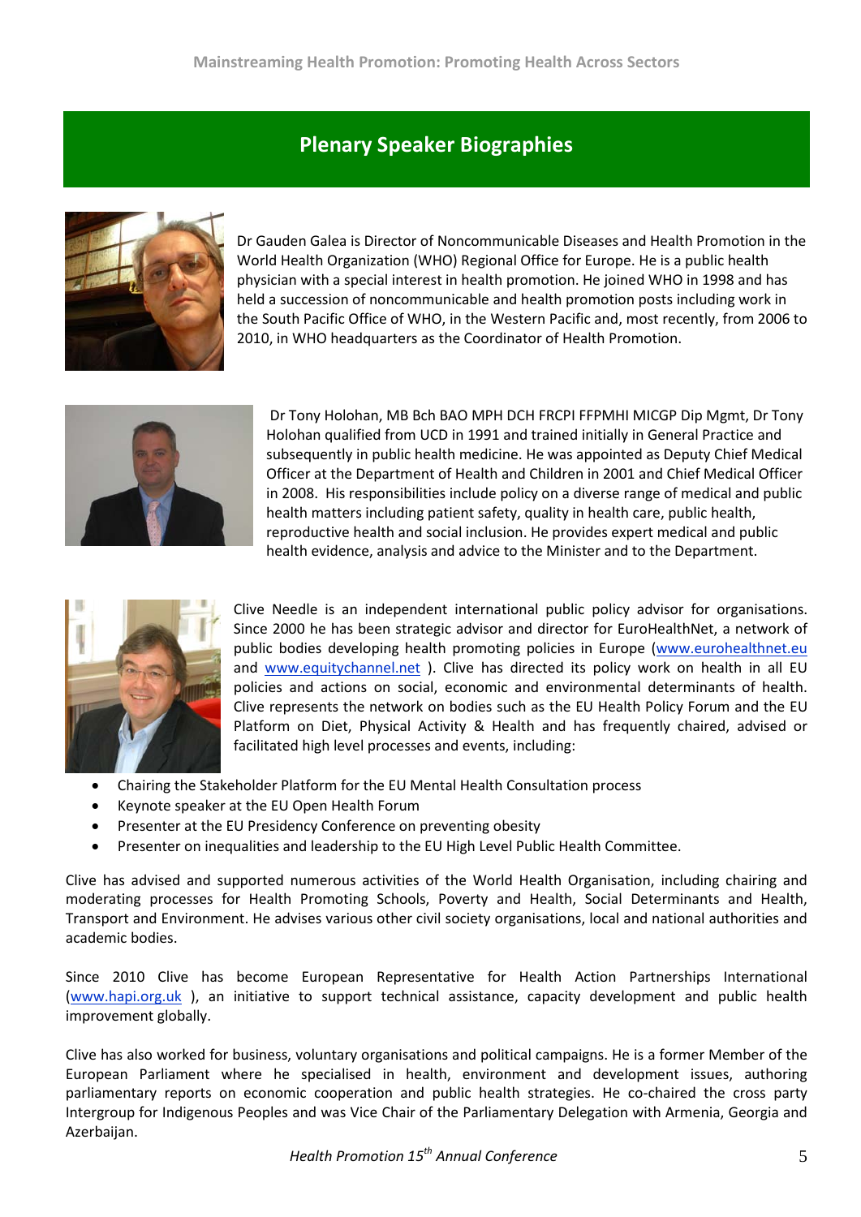# Plenary Speaker Biographies

Dr Gauden Galea is Director of Noncommunicable Diseases and Health Promotion in the World Health Organization (WHO) Regional Office for Europe. He is a public health physician with a special interest in health promotion. He joined WHO in 1998 and has held a succession of noncommunicable and health promotion posts including work in the South Pacific Office of WHO, in the Western Pacific and, most recently, from 2006 to 2010, in WHO headquarters as the Coordinator of Health Promotion.

Dr Tony Holohan, MB Bch BAO MPH DCH FRCPI FFPMHI MICGP Dip Mgmt, Dr Tony Holohan qualified from UCD in 1991 and trained initially in General Practice and subsequently in public health medicine. He was appointed as Deputy Chief Medical Officer at the Department of Health and Children in 2001 and Chief Medical Officer in 2008. His responsibilities include policy on a diverse range of medical and public health matters including patient safety, quality in health care, public health, reproductive health and social inclusion. He provides expert medical and public health evidence, analysis and advice to the Minister and to the Department.

Clive Needle is an independent international public policy advisor for organisations. Since 2000 he has been strategic advisor and director for EuroHealthNet, a network of public bodies developing health promoting policies in Europe (www.eurohealthnet.eu and www.equitychannel.net ). Clive has directed its policy work on health in all EU policies and actions on social, economic and environmental determinants of health. Clive represents the network on bodies such as the EU Health Policy Forum and the EU Platform on Diet, Physical Activity & Health and has frequently chaired, advised or facilitated high level processes and events, including:

- Chairing the Stakeholder Platform for the EU Mental Health Consultation process
- Keynote speaker at the EU Open Health Forum
- Presenter at the EU Presidency Conference on preventing obesity
- Presenter on inequalities and leadership to the EU High Level Public Health Committee.

Clive has advised and supported numerous activities of the World Health Organisation, including chairing and moderating processes for Health Promoting Schools, Poverty and Health, Social Determinants and Health, Transport and Environment. He advises various other civil society organisations, local and national authorities and academic bodies.

Since 2010 Clive has become European Representative for Health Action Partnerships International (www.hapi.org.uk ), an initiative to support technical assistance, capacity development and public health improvement globally.

Clive has also worked for business, voluntary organisations and political campaigns. He is a former Member of the European Parliament where he specialised in health, environment and development issues, authoring parliamentary reports on economic cooperation and public health strategies. He co-chaired the cross party Intergroup for Indigenous Peoples and was Vice Chair of the Parliamentary Delegation with Armenia, Georgia and Azerbaijan.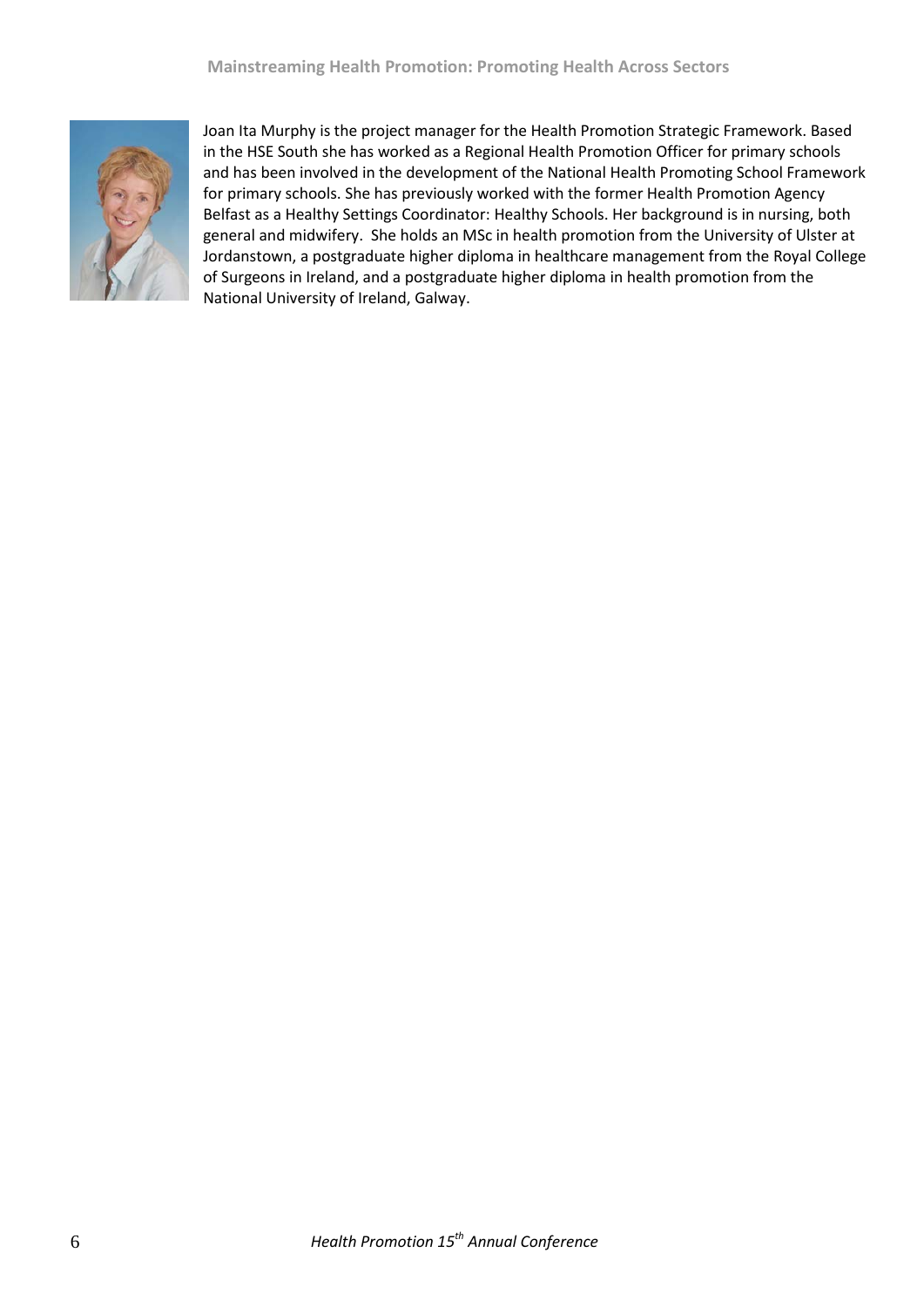Joan Ita Murphy is the project manager for the Health Promotion Strategic Framework. Based in the HSE South she has worked as a Regional Health Promotion Officer for primary schools and has been involved in the development of the National Health Promoting School Framework for primary schools. She has previously worked with the former Health Promotion Agency Belfast as a Healthy Settings Coordinator: Healthy Schools. Her background is in nursing, both general and midwifery. She holds an MSc in health promotion from the University of Ulster at Jordanstown, a postgraduate higher diploma in healthcare management from the Royal College of Surgeons in Ireland, and a postgraduate higher diploma in health promotion from the National University of Ireland, Galway.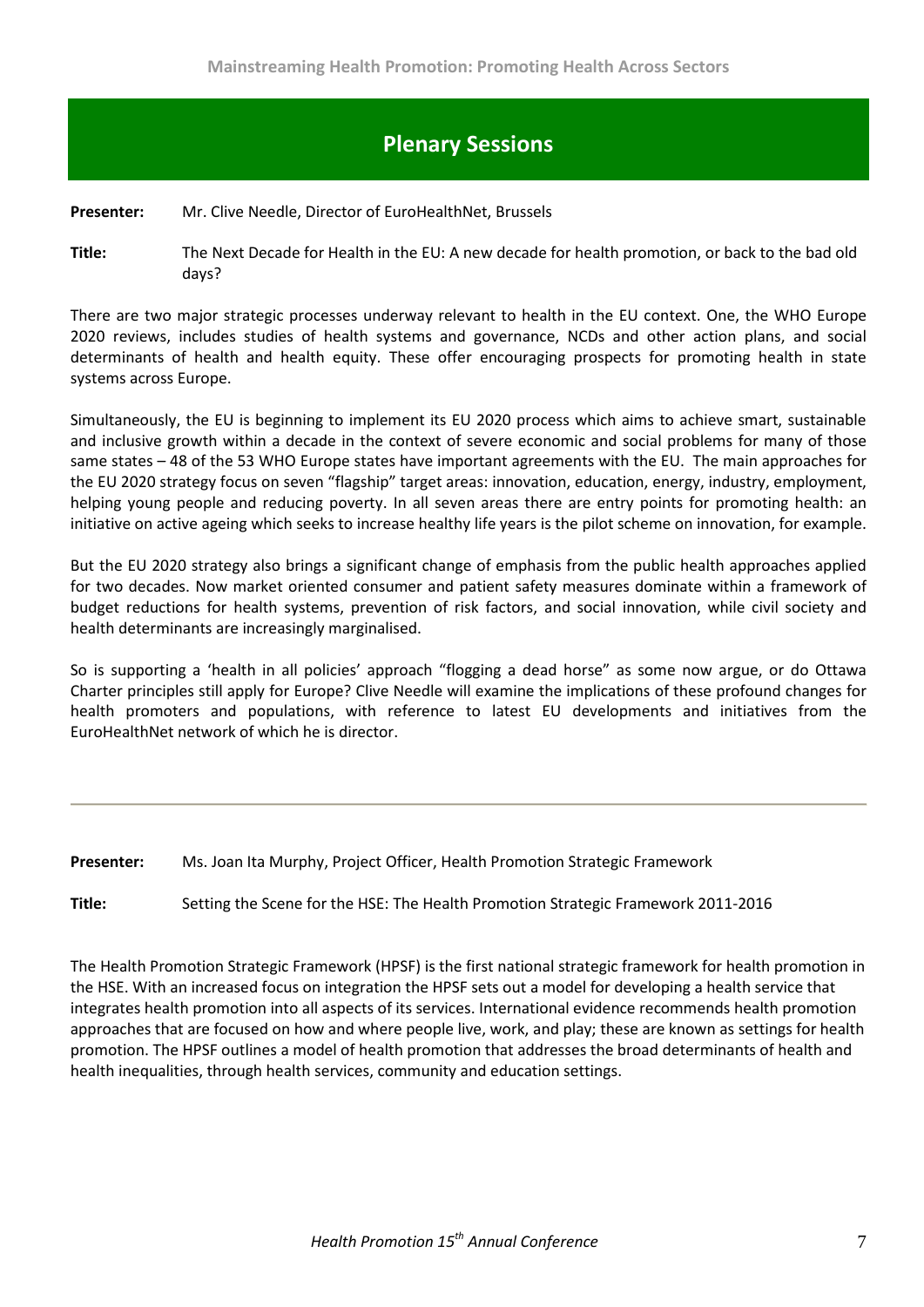# Plenary Sessions

**Presenter:** Mr. Clive Needle, Director of EuroHealthNet, Brussels

**Title:** The Next Decade for Health in the EU: A new decade for health promotion, or back to the bad old days?

There are two major strategic processes underway relevant to health in the EU context. One, the WHO Europe 2020 reviews, includes studies of health systems and governance, NCDs and other action plans, and social determinants of health and health equity. These offer encouraging prospects for promoting health in state systems across Europe.

Simultaneously, the EU is beginning to implement its EU 2020 process which aims to achieve smart, sustainable and inclusive growth within a decade in the context of severe economic and social problems for many of those same states – 48 of the 53 WHO Europe states have important agreements with the EU. The main approaches for the EU 2020 strategy focus on seven "flagship" target areas: innovation, education, energy, industry, employment, helping young people and reducing poverty. In all seven areas there are entry points for promoting health: an initiative on active ageing which seeks to increase healthy life years is the pilot scheme on innovation, for example.

But the EU 2020 strategy also brings a significant change of emphasis from the public health approaches applied for two decades. Now market oriented consumer and patient safety measures dominate within a framework of budget reductions for health systems, prevention of risk factors, and social innovation, while civil society and health determinants are increasingly marginalised.

So is supporting a 'health in all policies' approach "flogging a dead horse" as some now argue, or do Ottawa Charter principles still apply for Europe? Clive Needle will examine the implications of these profound changes for health promoters and populations, with reference to latest EU developments and initiatives from the EuroHealthNet network of which he is director.

---

**Presenter:** Ms. Joan Ita Murphy, Project Officer, Health Promotion Strategic Framework

**Title:** Setting the Scene for the HSE: The Health Promotion Strategic Framework 2011-2016

The Health Promotion Strategic Framework (HPSF) is the first national strategic framework for health promotion in the HSE. With an increased focus on integration the HPSF sets out a model for developing a health service that integrates health promotion into all aspects of its services. International evidence recommends health promotion approaches that are focused on how and where people live, work, and play; these are known as settings for health promotion. The HPSF outlines a model of health promotion that addresses the broad determinants of health and health inequalities, through health services, community and education settings.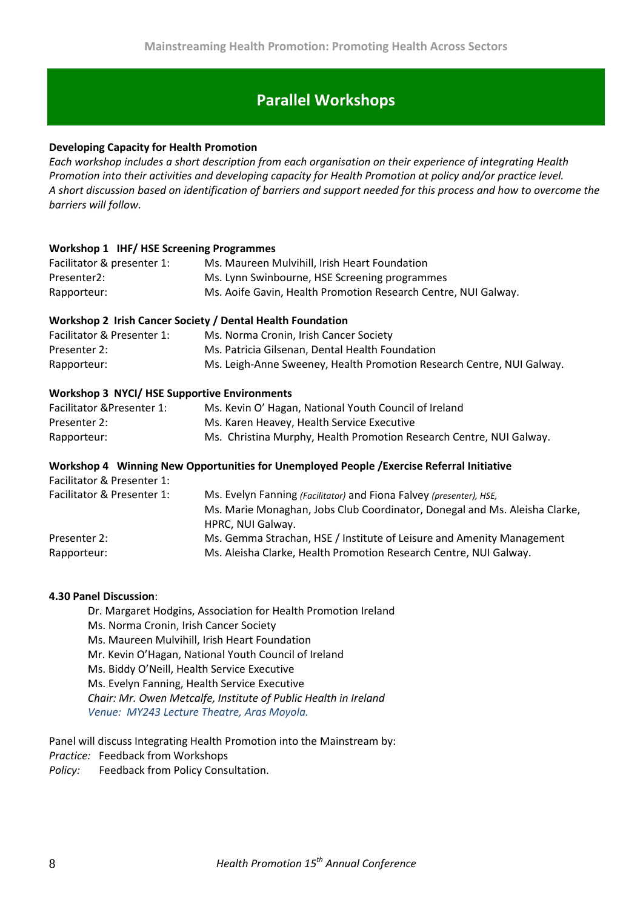# Parallel Workshops

**Developing Capacity for Health Promotion**

*Each workshop includes a short description from each organisation on their experience of integrating Health Promotion into their activities and developing capacity for Health Promotion at policy and/or practice level. A short discussion based on identification of barriers and support needed for this process and how to overcome the barriers will follow.*

**Workshop 1 IHF/ HSE Screening Programmes**

| | |
|---|---|
| Facilitator & presenter 1: | Ms. Maureen Mulvihill, Irish Heart Foundation |
| Presenter2: | Ms. Lynn Swinbourne, HSE Screening programmes |
| Rapporteur: | Ms. Aoife Gavin, Health Promotion Research Centre, NUI Galway. |

**Workshop 2 Irish Cancer Society / Dental Health Foundation**

| | |
|---|---|
| Facilitator & Presenter 1: | Ms. Norma Cronin, Irish Cancer Society |
| Presenter 2: | Ms. Patricia Gilsenan, Dental Health Foundation |
| Rapporteur: | Ms. Leigh-Anne Sweeney, Health Promotion Research Centre, NUI Galway. |

**Workshop 3 NYCI/ HSE Supportive Environments**

| | |
|---|---|
| Facilitator &Presenter 1: | Ms. Kevin O' Hagan, National Youth Council of Ireland |
| Presenter 2: | Ms. Karen Heavey, Health Service Executive |
| Rapporteur: | Ms. Christina Murphy, Health Promotion Research Centre, NUI Galway. |

**Workshop 4 Winning New Opportunities for Unemployed People /Exercise Referral Initiative**

| | |
|---|---|
| Facilitator & Presenter 1: | |
| Facilitator & Presenter 1: | Ms. Evelyn Fanning *(Facilitator)* and Fiona Falvey *(presenter), HSE,* Ms. Marie Monaghan, Jobs Club Coordinator, Donegal and Ms. Aleisha Clarke, HPRC, NUI Galway. |
| Presenter 2: | Ms. Gemma Strachan, HSE / Institute of Leisure and Amenity Management |
| Rapporteur: | Ms. Aleisha Clarke, Health Promotion Research Centre, NUI Galway. |

**4.30 Panel Discussion**:

Dr. Margaret Hodgins, Association for Health Promotion Ireland
Ms. Norma Cronin, Irish Cancer Society
Ms. Maureen Mulvihill, Irish Heart Foundation
Mr. Kevin O'Hagan, National Youth Council of Ireland
Ms. Biddy O'Neill, Health Service Executive
Ms. Evelyn Fanning, Health Service Executive
*Chair: Mr. Owen Metcalfe, Institute of Public Health in Ireland*
*Venue: MY243 Lecture Theatre, Aras Moyola.*

Panel will discuss Integrating Health Promotion into the Mainstream by:
*Practice:* Feedback from Workshops
*Policy:* Feedback from Policy Consultation.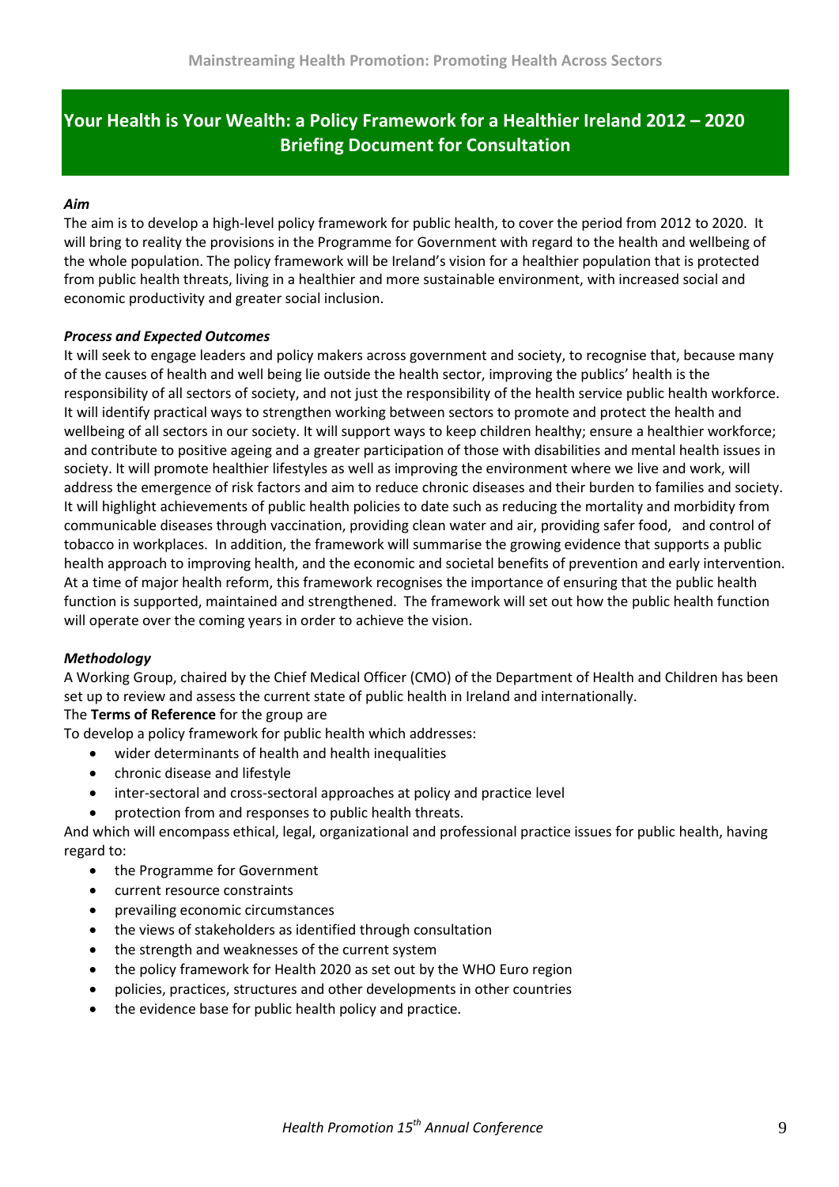## Your Health is Your Wealth: a Policy Framework for a Healthier Ireland 2012 – 2020 Briefing Document for Consultation

***Aim***

The aim is to develop a high-level policy framework for public health, to cover the period from 2012 to 2020. It will bring to reality the provisions in the Programme for Government with regard to the health and wellbeing of the whole population. The policy framework will be Ireland's vision for a healthier population that is protected from public health threats, living in a healthier and more sustainable environment, with increased social and economic productivity and greater social inclusion.

***Process and Expected Outcomes***

It will seek to engage leaders and policy makers across government and society, to recognise that, because many of the causes of health and well being lie outside the health sector, improving the publics' health is the responsibility of all sectors of society, and not just the responsibility of the health service public health workforce. It will identify practical ways to strengthen working between sectors to promote and protect the health and wellbeing of all sectors in our society. It will support ways to keep children healthy; ensure a healthier workforce; and contribute to positive ageing and a greater participation of those with disabilities and mental health issues in society. It will promote healthier lifestyles as well as improving the environment where we live and work, will address the emergence of risk factors and aim to reduce chronic diseases and their burden to families and society. It will highlight achievements of public health policies to date such as reducing the mortality and morbidity from communicable diseases through vaccination, providing clean water and air, providing safer food, and control of tobacco in workplaces. In addition, the framework will summarise the growing evidence that supports a public health approach to improving health, and the economic and societal benefits of prevention and early intervention. At a time of major health reform, this framework recognises the importance of ensuring that the public health function is supported, maintained and strengthened. The framework will set out how the public health function will operate over the coming years in order to achieve the vision.

***Methodology***

A Working Group, chaired by the Chief Medical Officer (CMO) of the Department of Health and Children has been set up to review and assess the current state of public health in Ireland and internationally.

The **Terms of Reference** for the group are

To develop a policy framework for public health which addresses:

- wider determinants of health and health inequalities
- chronic disease and lifestyle
- inter-sectoral and cross-sectoral approaches at policy and practice level
- protection from and responses to public health threats.

And which will encompass ethical, legal, organizational and professional practice issues for public health, having regard to:

- the Programme for Government
- current resource constraints
- prevailing economic circumstances
- the views of stakeholders as identified through consultation
- the strength and weaknesses of the current system
- the policy framework for Health 2020 as set out by the WHO Euro region
- policies, practices, structures and other developments in other countries
- the evidence base for public health policy and practice.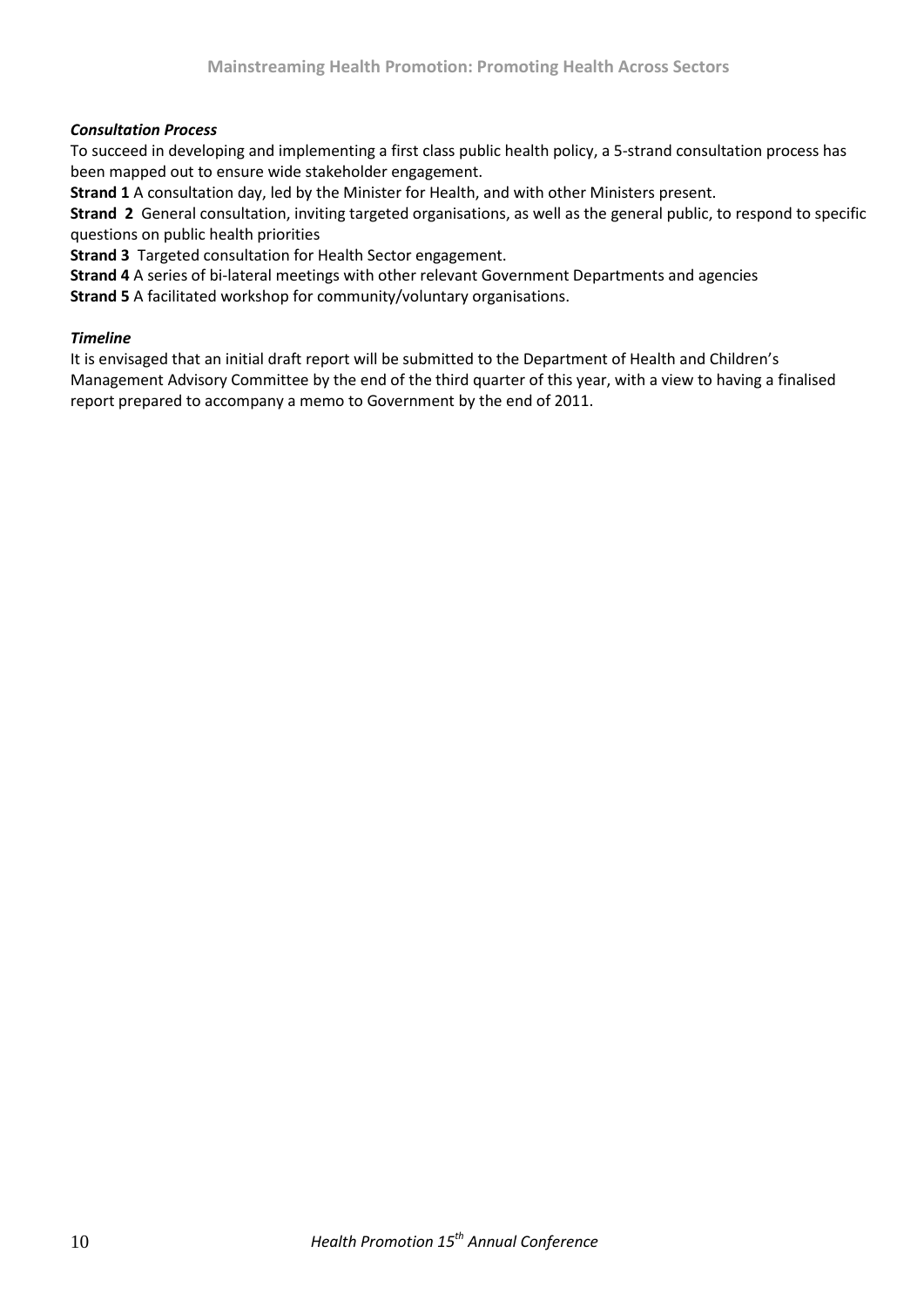***Consultation Process***

To succeed in developing and implementing a first class public health policy, a 5-strand consultation process has been mapped out to ensure wide stakeholder engagement.

**Strand 1** A consultation day, led by the Minister for Health, and with other Ministers present.

**Strand 2** General consultation, inviting targeted organisations, as well as the general public, to respond to specific questions on public health priorities

**Strand 3** Targeted consultation for Health Sector engagement.

**Strand 4** A series of bi-lateral meetings with other relevant Government Departments and agencies

**Strand 5** A facilitated workshop for community/voluntary organisations.

***Timeline***

It is envisaged that an initial draft report will be submitted to the Department of Health and Children's Management Advisory Committee by the end of the third quarter of this year, with a view to having a finalised report prepared to accompany a memo to Government by the end of 2011.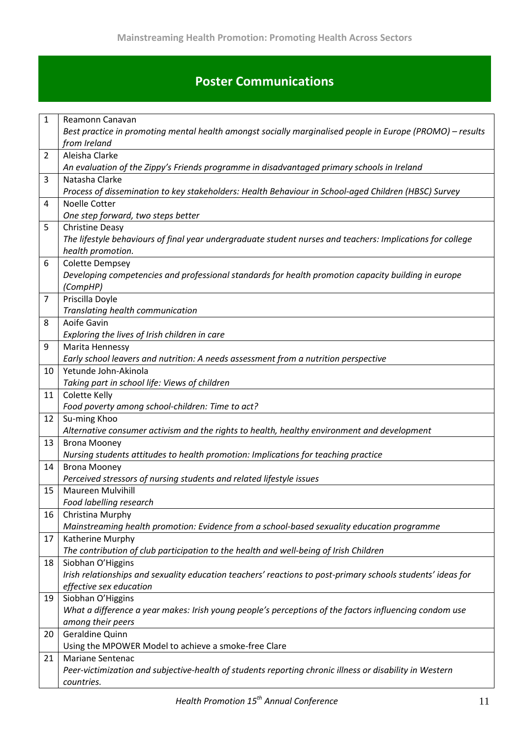## Poster Communications

| | |
|---|---|
| 1 | Reamonn Canavan<br>*Best practice in promoting mental health amongst socially marginalised people in Europe (PROMO) – results from Ireland* |
| 2 | Aleisha Clarke<br>*An evaluation of the Zippy's Friends programme in disadvantaged primary schools in Ireland* |
| 3 | Natasha Clarke<br>*Process of dissemination to key stakeholders: Health Behaviour in School-aged Children (HBSC) Survey* |
| 4 | Noelle Cotter<br>*One step forward, two steps better* |
| 5 | Christine Deasy<br>*The lifestyle behaviours of final year undergraduate student nurses and teachers: Implications for college health promotion.* |
| 6 | Colette Dempsey<br>*Developing competencies and professional standards for health promotion capacity building in europe (CompHP)* |
| 7 | Priscilla Doyle<br>*Translating health communication* |
| 8 | Aoife Gavin<br>*Exploring the lives of Irish children in care* |
| 9 | Marita Hennessy<br>*Early school leavers and nutrition: A needs assessment from a nutrition perspective* |
| 10 | Yetunde John-Akinola<br>*Taking part in school life: Views of children* |
| 11 | Colette Kelly<br>*Food poverty among school-children: Time to act?* |
| 12 | Su-ming Khoo<br>*Alternative consumer activism and the rights to health, healthy environment and development* |
| 13 | Brona Mooney<br>*Nursing students attitudes to health promotion: Implications for teaching practice* |
| 14 | Brona Mooney<br>*Perceived stressors of nursing students and related lifestyle issues* |
| 15 | Maureen Mulvihill<br>*Food labelling research* |
| 16 | Christina Murphy<br>*Mainstreaming health promotion: Evidence from a school-based sexuality education programme* |
| 17 | Katherine Murphy<br>*The contribution of club participation to the health and well-being of Irish Children* |
| 18 | Siobhan O'Higgins<br>*Irish relationships and sexuality education teachers' reactions to post-primary schools students' ideas for effective sex education* |
| 19 | Siobhan O'Higgins<br>*What a difference a year makes: Irish young people's perceptions of the factors influencing condom use among their peers* |
| 20 | Geraldine Quinn<br>Using the MPOWER Model to achieve a smoke-free Clare |
| 21 | Mariane Sentenac<br>*Peer-victimization and subjective-health of students reporting chronic illness or disability in Western countries.* |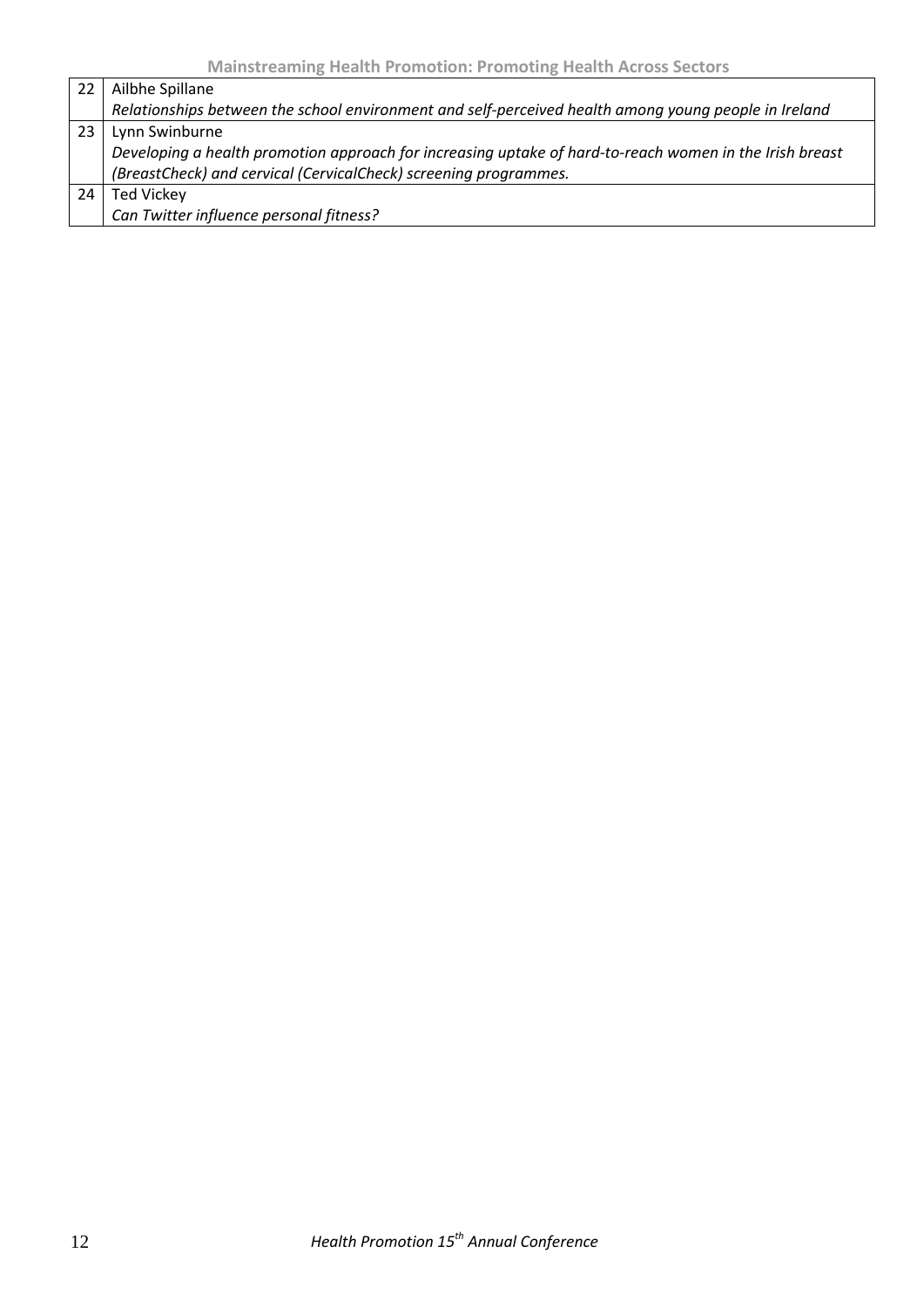| | |
|---|---|
| 22 | Ailbhe Spillane<br>*Relationships between the school environment and self-perceived health among young people in Ireland* |
| 23 | Lynn Swinburne<br>*Developing a health promotion approach for increasing uptake of hard-to-reach women in the Irish breast (BreastCheck) and cervical (CervicalCheck) screening programmes.* |
| 24 | Ted Vickey<br>*Can Twitter influence personal fitness?* |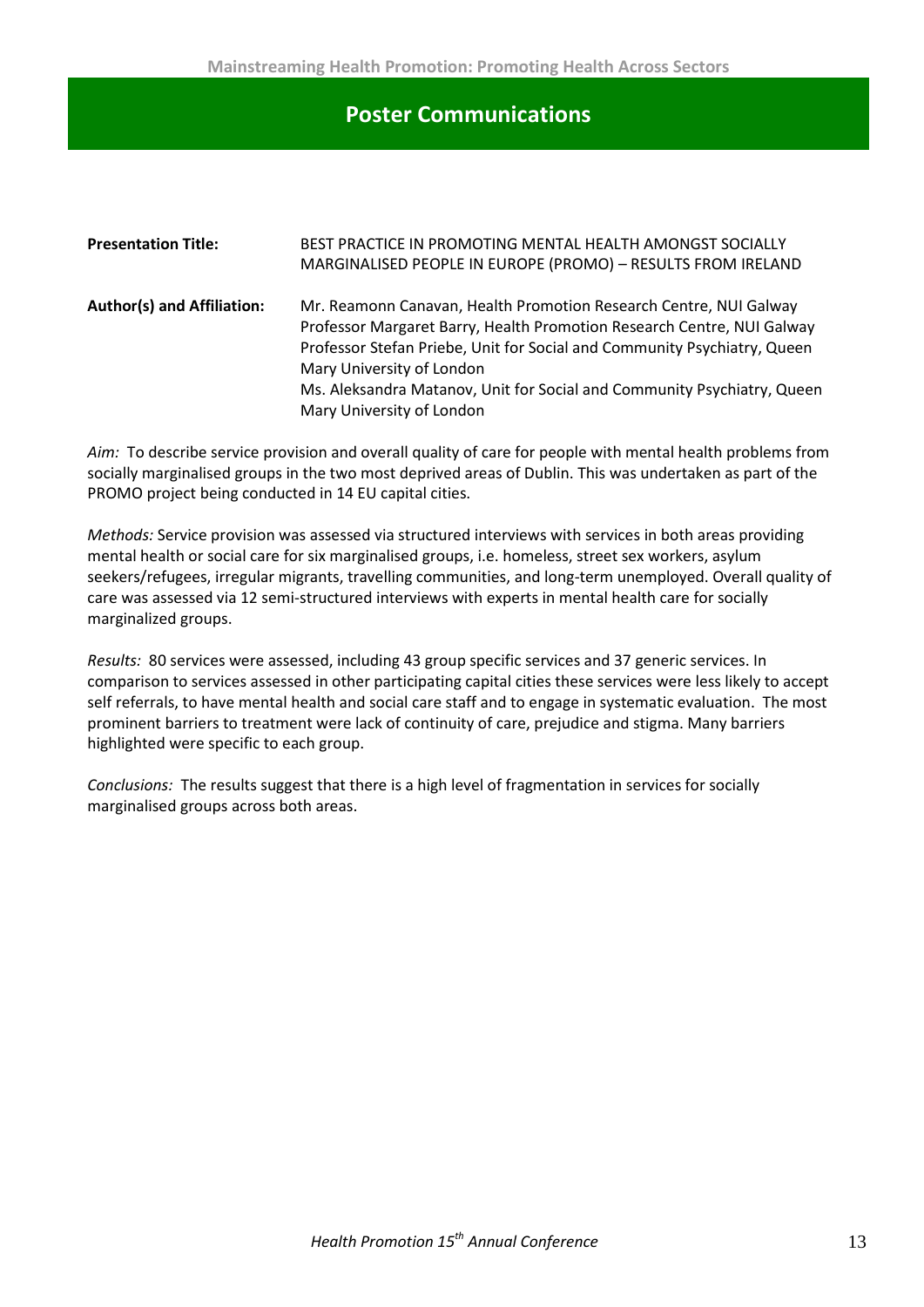## Poster Communications

**Presentation Title:** BEST PRACTICE IN PROMOTING MENTAL HEALTH AMONGST SOCIALLY MARGINALISED PEOPLE IN EUROPE (PROMO) – RESULTS FROM IRELAND

**Author(s) and Affiliation:** Mr. Reamonn Canavan, Health Promotion Research Centre, NUI Galway
Professor Margaret Barry, Health Promotion Research Centre, NUI Galway
Professor Stefan Priebe, Unit for Social and Community Psychiatry, Queen Mary University of London
Ms. Aleksandra Matanov, Unit for Social and Community Psychiatry, Queen Mary University of London

*Aim:* To describe service provision and overall quality of care for people with mental health problems from socially marginalised groups in the two most deprived areas of Dublin. This was undertaken as part of the PROMO project being conducted in 14 EU capital cities.

*Methods:* Service provision was assessed via structured interviews with services in both areas providing mental health or social care for six marginalised groups, i.e. homeless, street sex workers, asylum seekers/refugees, irregular migrants, travelling communities, and long-term unemployed. Overall quality of care was assessed via 12 semi-structured interviews with experts in mental health care for socially marginalized groups.

*Results:* 80 services were assessed, including 43 group specific services and 37 generic services. In comparison to services assessed in other participating capital cities these services were less likely to accept self referrals, to have mental health and social care staff and to engage in systematic evaluation. The most prominent barriers to treatment were lack of continuity of care, prejudice and stigma. Many barriers highlighted were specific to each group.

*Conclusions:* The results suggest that there is a high level of fragmentation in services for socially marginalised groups across both areas.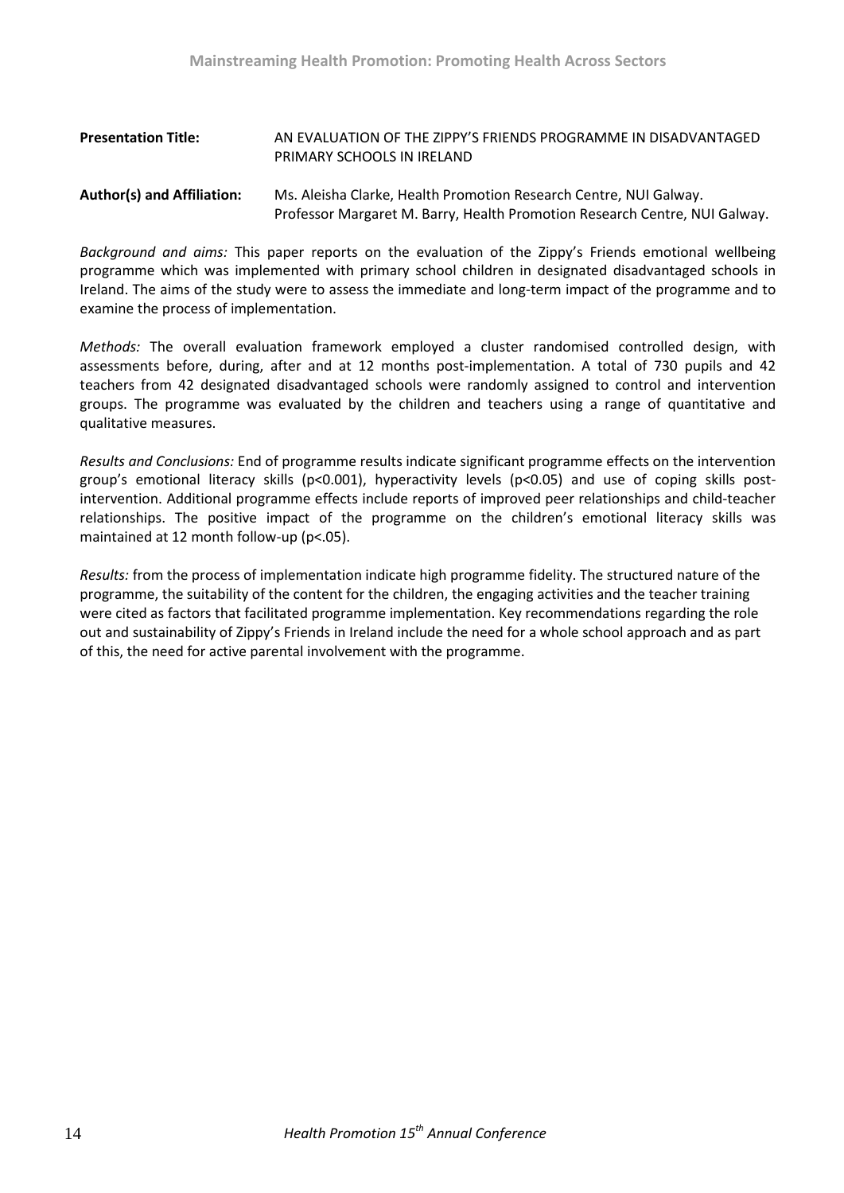**Presentation Title:** AN EVALUATION OF THE ZIPPY'S FRIENDS PROGRAMME IN DISADVANTAGED PRIMARY SCHOOLS IN IRELAND

**Author(s) and Affiliation:** Ms. Aleisha Clarke, Health Promotion Research Centre, NUI Galway.
Professor Margaret M. Barry, Health Promotion Research Centre, NUI Galway.

*Background and aims:* This paper reports on the evaluation of the Zippy's Friends emotional wellbeing programme which was implemented with primary school children in designated disadvantaged schools in Ireland. The aims of the study were to assess the immediate and long-term impact of the programme and to examine the process of implementation.

*Methods:* The overall evaluation framework employed a cluster randomised controlled design, with assessments before, during, after and at 12 months post-implementation. A total of 730 pupils and 42 teachers from 42 designated disadvantaged schools were randomly assigned to control and intervention groups. The programme was evaluated by the children and teachers using a range of quantitative and qualitative measures.

*Results and Conclusions:* End of programme results indicate significant programme effects on the intervention group's emotional literacy skills ($p<0.001$), hyperactivity levels ($p<0.05$) and use of coping skills post-intervention. Additional programme effects include reports of improved peer relationships and child-teacher relationships. The positive impact of the programme on the children's emotional literacy skills was maintained at 12 month follow-up ($p<.05$).

*Results:* from the process of implementation indicate high programme fidelity. The structured nature of the programme, the suitability of the content for the children, the engaging activities and the teacher training were cited as factors that facilitated programme implementation. Key recommendations regarding the role out and sustainability of Zippy's Friends in Ireland include the need for a whole school approach and as part of this, the need for active parental involvement with the programme.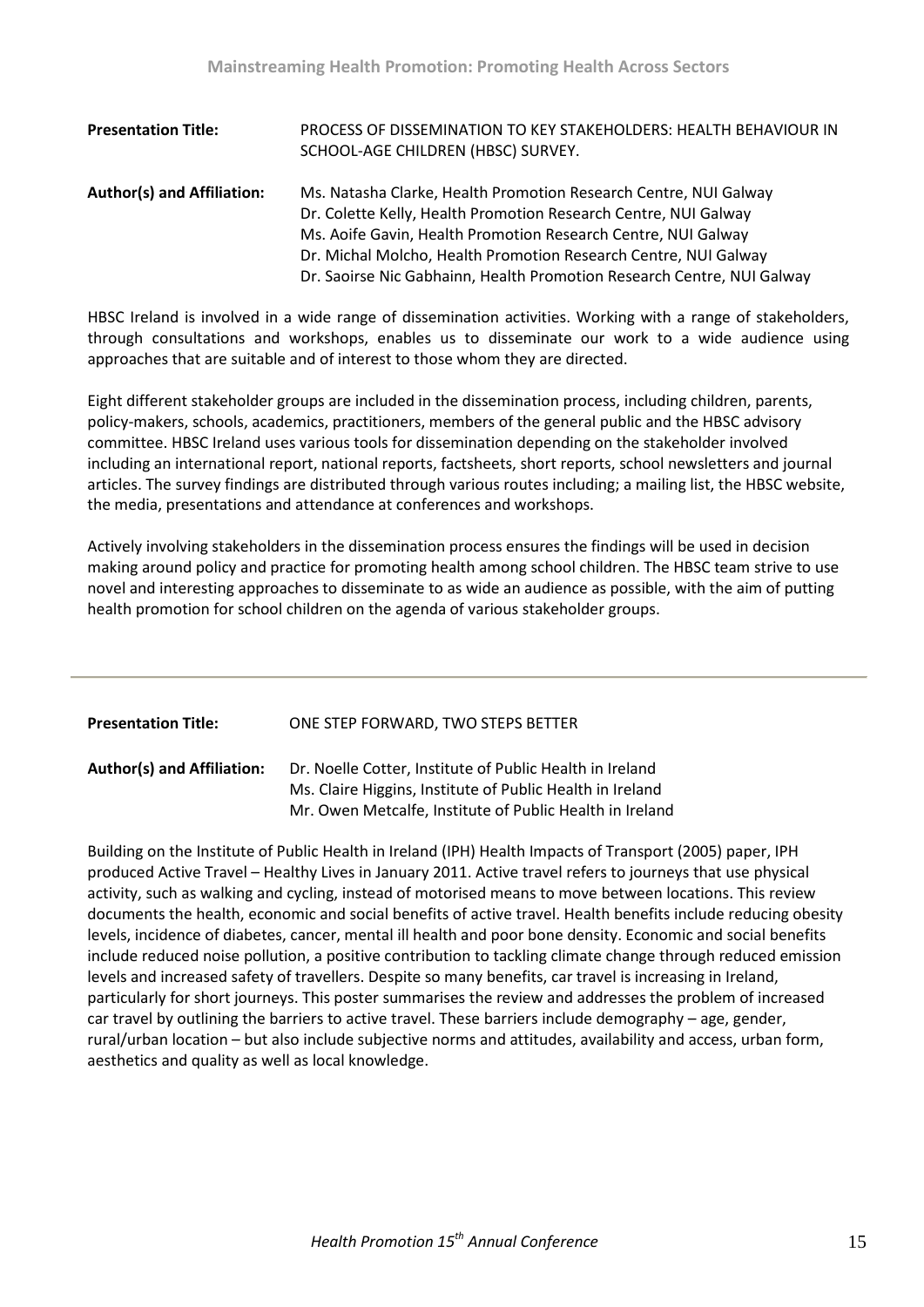**Presentation Title:** PROCESS OF DISSEMINATION TO KEY STAKEHOLDERS: HEALTH BEHAVIOUR IN SCHOOL-AGE CHILDREN (HBSC) SURVEY.

**Author(s) and Affiliation:** Ms. Natasha Clarke, Health Promotion Research Centre, NUI Galway
Dr. Colette Kelly, Health Promotion Research Centre, NUI Galway
Ms. Aoife Gavin, Health Promotion Research Centre, NUI Galway
Dr. Michal Molcho, Health Promotion Research Centre, NUI Galway
Dr. Saoirse Nic Gabhainn, Health Promotion Research Centre, NUI Galway

HBSC Ireland is involved in a wide range of dissemination activities. Working with a range of stakeholders, through consultations and workshops, enables us to disseminate our work to a wide audience using approaches that are suitable and of interest to those whom they are directed.

Eight different stakeholder groups are included in the dissemination process, including children, parents, policy-makers, schools, academics, practitioners, members of the general public and the HBSC advisory committee. HBSC Ireland uses various tools for dissemination depending on the stakeholder involved including an international report, national reports, factsheets, short reports, school newsletters and journal articles. The survey findings are distributed through various routes including; a mailing list, the HBSC website, the media, presentations and attendance at conferences and workshops.

Actively involving stakeholders in the dissemination process ensures the findings will be used in decision making around policy and practice for promoting health among school children. The HBSC team strive to use novel and interesting approaches to disseminate to as wide an audience as possible, with the aim of putting health promotion for school children on the agenda of various stakeholder groups.

---

**Presentation Title:** ONE STEP FORWARD, TWO STEPS BETTER

**Author(s) and Affiliation:** Dr. Noelle Cotter, Institute of Public Health in Ireland
Ms. Claire Higgins, Institute of Public Health in Ireland
Mr. Owen Metcalfe, Institute of Public Health in Ireland

Building on the Institute of Public Health in Ireland (IPH) Health Impacts of Transport (2005) paper, IPH produced Active Travel – Healthy Lives in January 2011. Active travel refers to journeys that use physical activity, such as walking and cycling, instead of motorised means to move between locations. This review documents the health, economic and social benefits of active travel. Health benefits include reducing obesity levels, incidence of diabetes, cancer, mental ill health and poor bone density. Economic and social benefits include reduced noise pollution, a positive contribution to tackling climate change through reduced emission levels and increased safety of travellers. Despite so many benefits, car travel is increasing in Ireland, particularly for short journeys. This poster summarises the review and addresses the problem of increased car travel by outlining the barriers to active travel. These barriers include demography – age, gender, rural/urban location – but also include subjective norms and attitudes, availability and access, urban form, aesthetics and quality as well as local knowledge.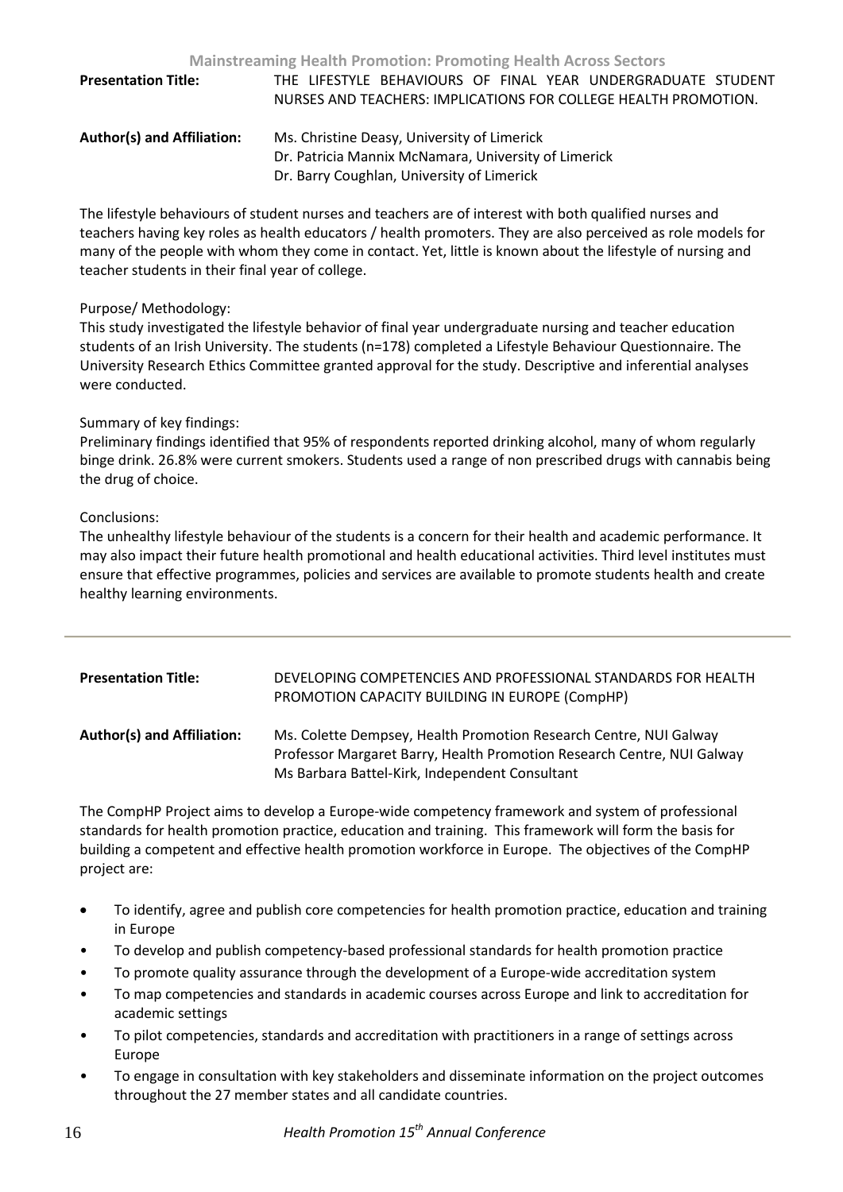**Presentation Title:** THE LIFESTYLE BEHAVIOURS OF FINAL YEAR UNDERGRADUATE STUDENT NURSES AND TEACHERS: IMPLICATIONS FOR COLLEGE HEALTH PROMOTION.

**Author(s) and Affiliation:** Ms. Christine Deasy, University of Limerick
Dr. Patricia Mannix McNamara, University of Limerick
Dr. Barry Coughlan, University of Limerick

The lifestyle behaviours of student nurses and teachers are of interest with both qualified nurses and teachers having key roles as health educators / health promoters. They are also perceived as role models for many of the people with whom they come in contact. Yet, little is known about the lifestyle of nursing and teacher students in their final year of college.

Purpose/ Methodology:
This study investigated the lifestyle behavior of final year undergraduate nursing and teacher education students of an Irish University. The students (n=178) completed a Lifestyle Behaviour Questionnaire. The University Research Ethics Committee granted approval for the study. Descriptive and inferential analyses were conducted.

Summary of key findings:
Preliminary findings identified that 95% of respondents reported drinking alcohol, many of whom regularly binge drink. 26.8% were current smokers. Students used a range of non prescribed drugs with cannabis being the drug of choice.

Conclusions:
The unhealthy lifestyle behaviour of the students is a concern for their health and academic performance. It may also impact their future health promotional and health educational activities. Third level institutes must ensure that effective programmes, policies and services are available to promote students health and create healthy learning environments.

---

**Presentation Title:** DEVELOPING COMPETENCIES AND PROFESSIONAL STANDARDS FOR HEALTH PROMOTION CAPACITY BUILDING IN EUROPE (CompHP)

**Author(s) and Affiliation:** Ms. Colette Dempsey, Health Promotion Research Centre, NUI Galway
Professor Margaret Barry, Health Promotion Research Centre, NUI Galway
Ms Barbara Battel-Kirk, Independent Consultant

The CompHP Project aims to develop a Europe-wide competency framework and system of professional standards for health promotion practice, education and training. This framework will form the basis for building a competent and effective health promotion workforce in Europe. The objectives of the CompHP project are:

- To identify, agree and publish core competencies for health promotion practice, education and training in Europe
- To develop and publish competency-based professional standards for health promotion practice
- To promote quality assurance through the development of a Europe-wide accreditation system
- To map competencies and standards in academic courses across Europe and link to accreditation for academic settings
- To pilot competencies, standards and accreditation with practitioners in a range of settings across Europe
- To engage in consultation with key stakeholders and disseminate information on the project outcomes throughout the 27 member states and all candidate countries.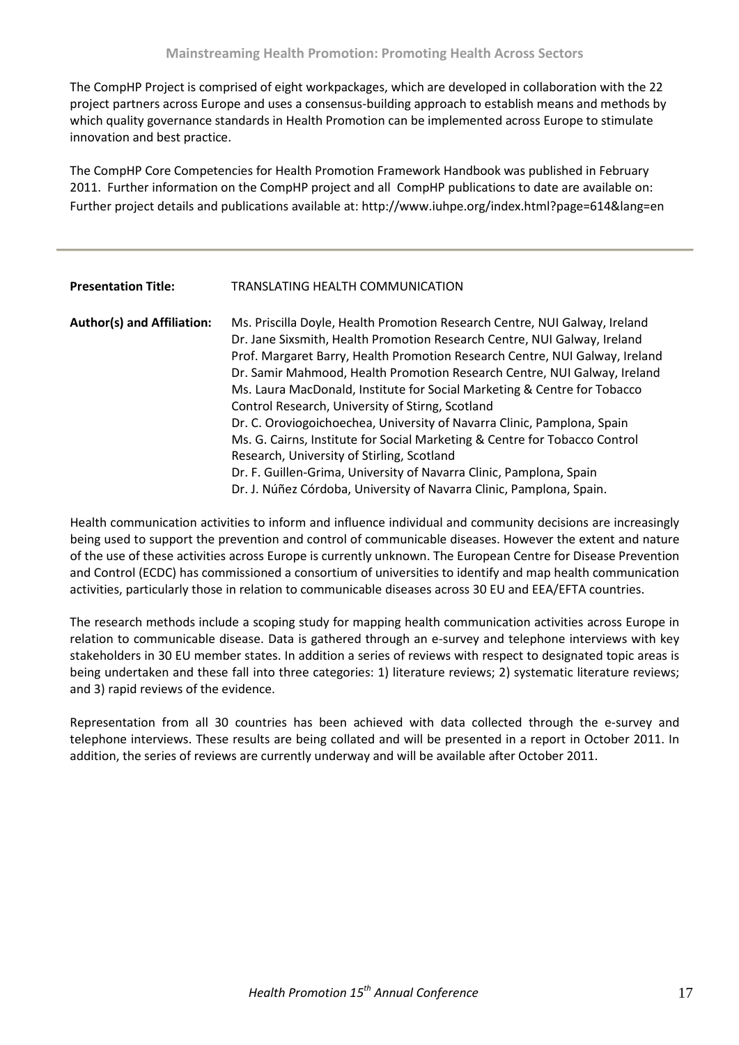The CompHP Project is comprised of eight workpackages, which are developed in collaboration with the 22 project partners across Europe and uses a consensus-building approach to establish means and methods by which quality governance standards in Health Promotion can be implemented across Europe to stimulate innovation and best practice.

The CompHP Core Competencies for Health Promotion Framework Handbook was published in February 2011. Further information on the CompHP project and all CompHP publications to date are available on: Further project details and publications available at: http://www.iuhpe.org/index.html?page=614&lang=en

---

**Presentation Title:** TRANSLATING HEALTH COMMUNICATION

**Author(s) and Affiliation:**
Ms. Priscilla Doyle, Health Promotion Research Centre, NUI Galway, Ireland
Dr. Jane Sixsmith, Health Promotion Research Centre, NUI Galway, Ireland
Prof. Margaret Barry, Health Promotion Research Centre, NUI Galway, Ireland
Dr. Samir Mahmood, Health Promotion Research Centre, NUI Galway, Ireland
Ms. Laura MacDonald, Institute for Social Marketing & Centre for Tobacco Control Research, University of Stirng, Scotland
Dr. C. Oroviogoichoechea, University of Navarra Clinic, Pamplona, Spain
Ms. G. Cairns, Institute for Social Marketing & Centre for Tobacco Control Research, University of Stirling, Scotland
Dr. F. Guillen-Grima, University of Navarra Clinic, Pamplona, Spain
Dr. J. Núñez Córdoba, University of Navarra Clinic, Pamplona, Spain.

Health communication activities to inform and influence individual and community decisions are increasingly being used to support the prevention and control of communicable diseases. However the extent and nature of the use of these activities across Europe is currently unknown. The European Centre for Disease Prevention and Control (ECDC) has commissioned a consortium of universities to identify and map health communication activities, particularly those in relation to communicable diseases across 30 EU and EEA/EFTA countries.

The research methods include a scoping study for mapping health communication activities across Europe in relation to communicable disease. Data is gathered through an e-survey and telephone interviews with key stakeholders in 30 EU member states. In addition a series of reviews with respect to designated topic areas is being undertaken and these fall into three categories: 1) literature reviews; 2) systematic literature reviews; and 3) rapid reviews of the evidence.

Representation from all 30 countries has been achieved with data collected through the e-survey and telephone interviews. These results are being collated and will be presented in a report in October 2011. In addition, the series of reviews are currently underway and will be available after October 2011.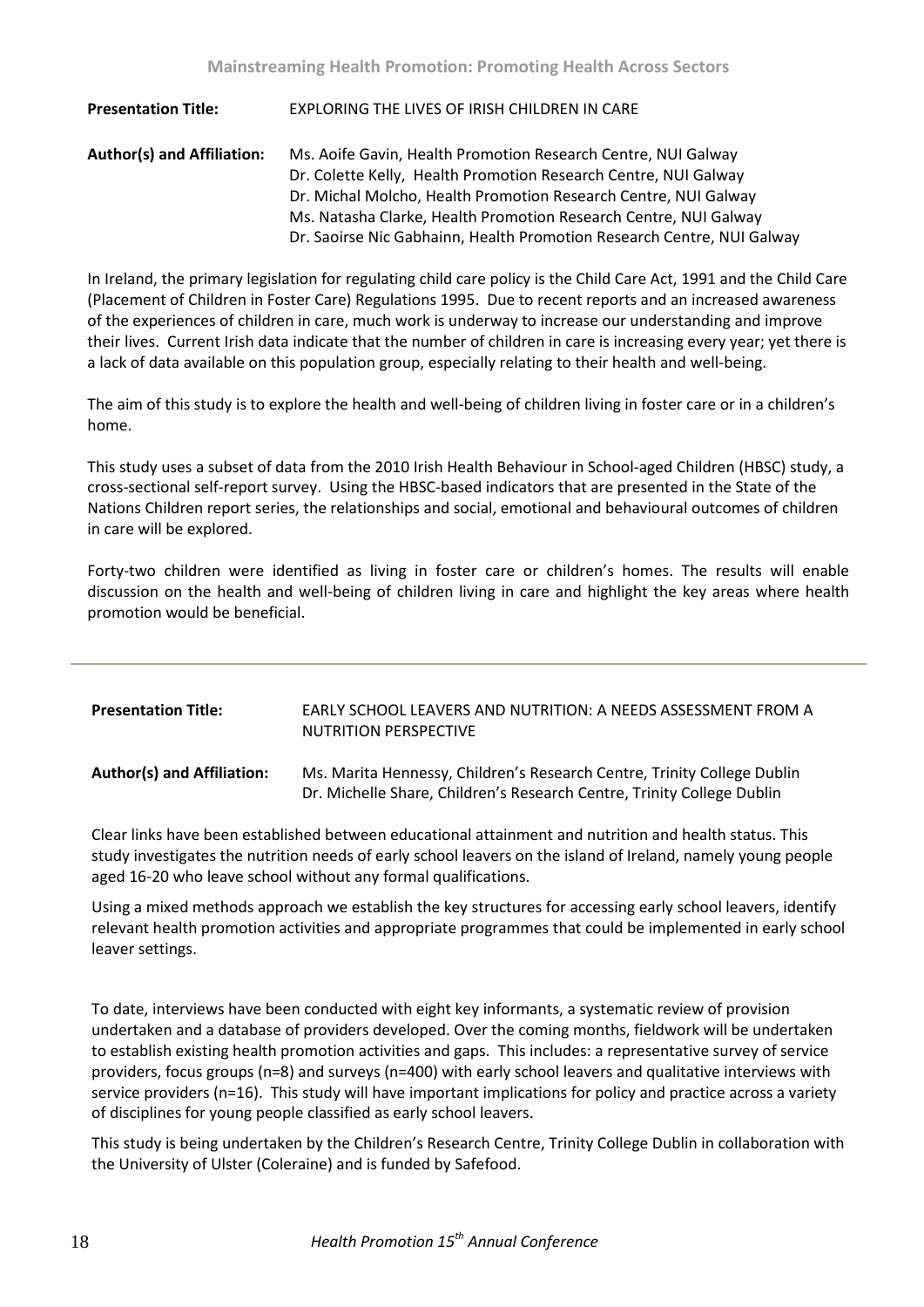**Presentation Title:** EXPLORING THE LIVES OF IRISH CHILDREN IN CARE

**Author(s) and Affiliation:** Ms. Aoife Gavin, Health Promotion Research Centre, NUI Galway
Dr. Colette Kelly, Health Promotion Research Centre, NUI Galway
Dr. Michal Molcho, Health Promotion Research Centre, NUI Galway
Ms. Natasha Clarke, Health Promotion Research Centre, NUI Galway
Dr. Saoirse Nic Gabhainn, Health Promotion Research Centre, NUI Galway

In Ireland, the primary legislation for regulating child care policy is the Child Care Act, 1991 and the Child Care (Placement of Children in Foster Care) Regulations 1995. Due to recent reports and an increased awareness of the experiences of children in care, much work is underway to increase our understanding and improve their lives. Current Irish data indicate that the number of children in care is increasing every year; yet there is a lack of data available on this population group, especially relating to their health and well-being.

The aim of this study is to explore the health and well-being of children living in foster care or in a children's home.

This study uses a subset of data from the 2010 Irish Health Behaviour in School-aged Children (HBSC) study, a cross-sectional self-report survey. Using the HBSC-based indicators that are presented in the State of the Nations Children report series, the relationships and social, emotional and behavioural outcomes of children in care will be explored.

Forty-two children were identified as living in foster care or children's homes. The results will enable discussion on the health and well-being of children living in care and highlight the key areas where health promotion would be beneficial.

---

**Presentation Title:** EARLY SCHOOL LEAVERS AND NUTRITION: A NEEDS ASSESSMENT FROM A NUTRITION PERSPECTIVE

**Author(s) and Affiliation:** Ms. Marita Hennessy, Children's Research Centre, Trinity College Dublin
Dr. Michelle Share, Children's Research Centre, Trinity College Dublin

Clear links have been established between educational attainment and nutrition and health status. This study investigates the nutrition needs of early school leavers on the island of Ireland, namely young people aged 16-20 who leave school without any formal qualifications.

Using a mixed methods approach we establish the key structures for accessing early school leavers, identify relevant health promotion activities and appropriate programmes that could be implemented in early school leaver settings.

To date, interviews have been conducted with eight key informants, a systematic review of provision undertaken and a database of providers developed. Over the coming months, fieldwork will be undertaken to establish existing health promotion activities and gaps. This includes: a representative survey of service providers, focus groups (n=8) and surveys (n=400) with early school leavers and qualitative interviews with service providers (n=16). This study will have important implications for policy and practice across a variety of disciplines for young people classified as early school leavers.

This study is being undertaken by the Children's Research Centre, Trinity College Dublin in collaboration with the University of Ulster (Coleraine) and is funded by Safefood.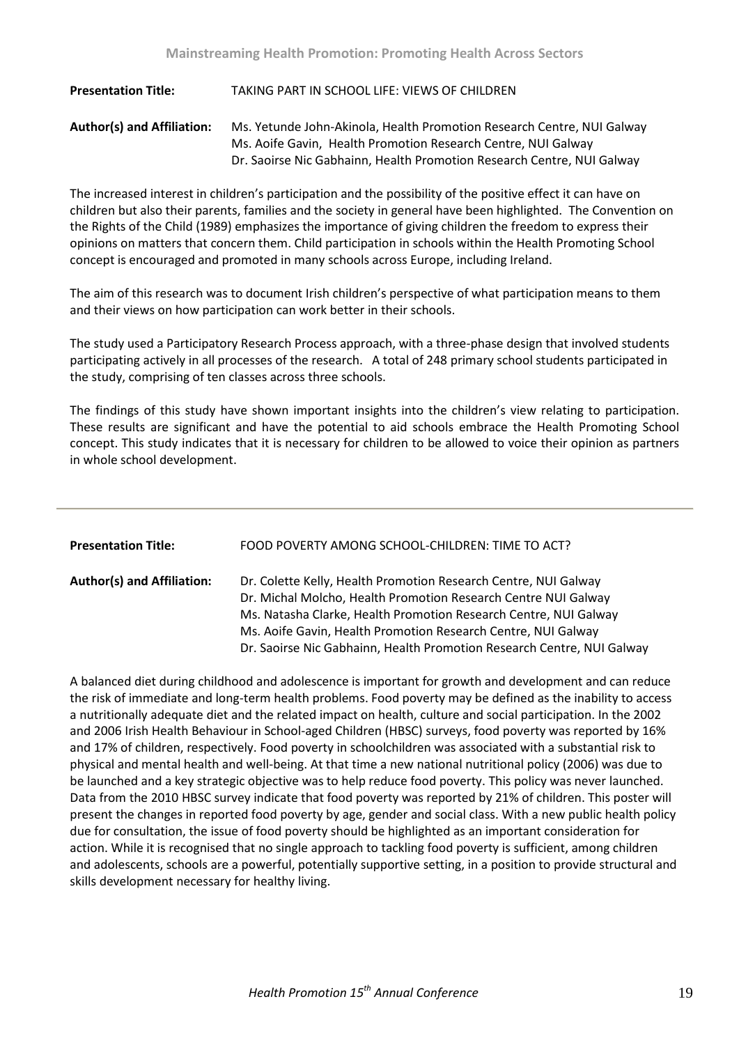**Presentation Title:** TAKING PART IN SCHOOL LIFE: VIEWS OF CHILDREN

**Author(s) and Affiliation:** Ms. Yetunde John-Akinola, Health Promotion Research Centre, NUI Galway
Ms. Aoife Gavin, Health Promotion Research Centre, NUI Galway
Dr. Saoirse Nic Gabhainn, Health Promotion Research Centre, NUI Galway

The increased interest in children's participation and the possibility of the positive effect it can have on children but also their parents, families and the society in general have been highlighted. The Convention on the Rights of the Child (1989) emphasizes the importance of giving children the freedom to express their opinions on matters that concern them. Child participation in schools within the Health Promoting School concept is encouraged and promoted in many schools across Europe, including Ireland.

The aim of this research was to document Irish children's perspective of what participation means to them and their views on how participation can work better in their schools.

The study used a Participatory Research Process approach, with a three-phase design that involved students participating actively in all processes of the research. A total of 248 primary school students participated in the study, comprising of ten classes across three schools.

The findings of this study have shown important insights into the children's view relating to participation. These results are significant and have the potential to aid schools embrace the Health Promoting School concept. This study indicates that it is necessary for children to be allowed to voice their opinion as partners in whole school development.

---

**Presentation Title:** FOOD POVERTY AMONG SCHOOL-CHILDREN: TIME TO ACT?

**Author(s) and Affiliation:** Dr. Colette Kelly, Health Promotion Research Centre, NUI Galway
Dr. Michal Molcho, Health Promotion Research Centre NUI Galway
Ms. Natasha Clarke, Health Promotion Research Centre, NUI Galway
Ms. Aoife Gavin, Health Promotion Research Centre, NUI Galway
Dr. Saoirse Nic Gabhainn, Health Promotion Research Centre, NUI Galway

A balanced diet during childhood and adolescence is important for growth and development and can reduce the risk of immediate and long-term health problems. Food poverty may be defined as the inability to access a nutritionally adequate diet and the related impact on health, culture and social participation. In the 2002 and 2006 Irish Health Behaviour in School-aged Children (HBSC) surveys, food poverty was reported by 16% and 17% of children, respectively. Food poverty in schoolchildren was associated with a substantial risk to physical and mental health and well-being. At that time a new national nutritional policy (2006) was due to be launched and a key strategic objective was to help reduce food poverty. This policy was never launched. Data from the 2010 HBSC survey indicate that food poverty was reported by 21% of children. This poster will present the changes in reported food poverty by age, gender and social class. With a new public health policy due for consultation, the issue of food poverty should be highlighted as an important consideration for action. While it is recognised that no single approach to tackling food poverty is sufficient, among children and adolescents, schools are a powerful, potentially supportive setting, in a position to provide structural and skills development necessary for healthy living.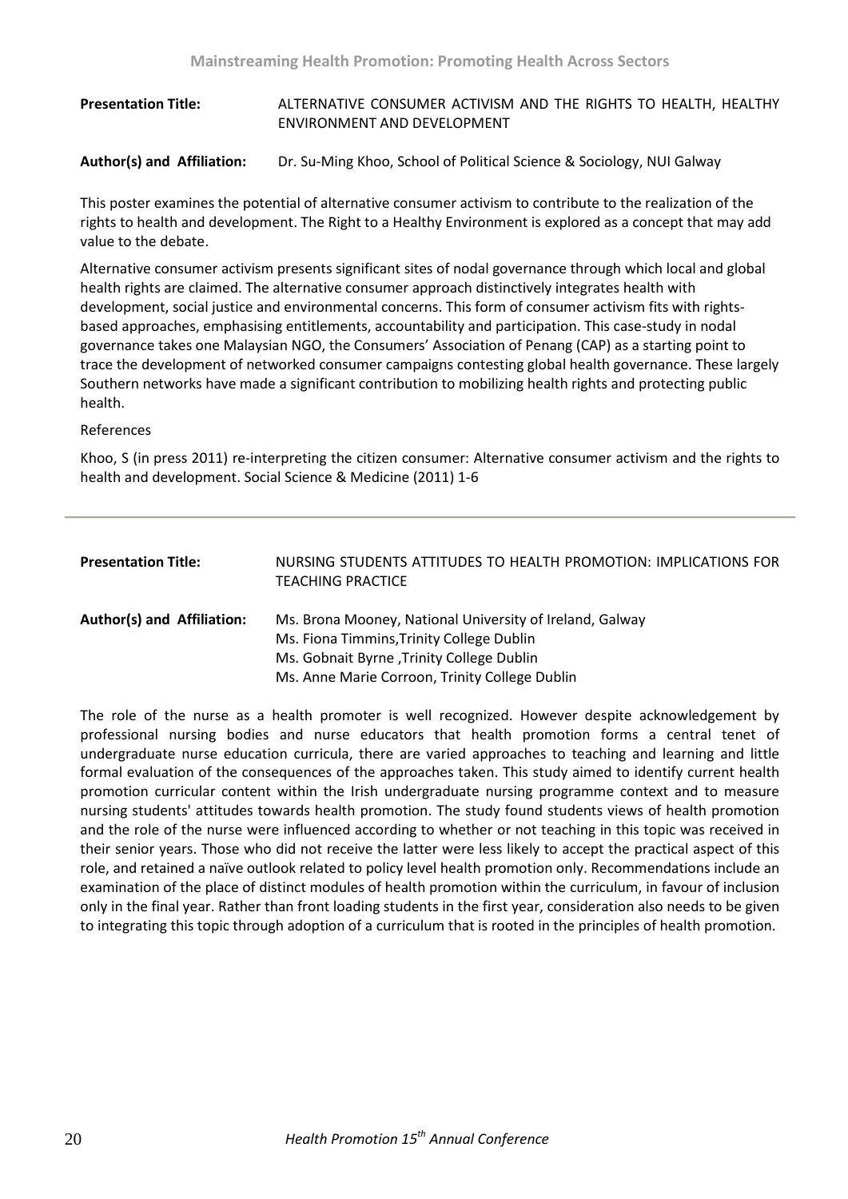**Presentation Title:** ALTERNATIVE CONSUMER ACTIVISM AND THE RIGHTS TO HEALTH, HEALTHY ENVIRONMENT AND DEVELOPMENT

**Author(s) and Affiliation:** Dr. Su-Ming Khoo, School of Political Science & Sociology, NUI Galway

This poster examines the potential of alternative consumer activism to contribute to the realization of the rights to health and development. The Right to a Healthy Environment is explored as a concept that may add value to the debate.

Alternative consumer activism presents significant sites of nodal governance through which local and global health rights are claimed. The alternative consumer approach distinctively integrates health with development, social justice and environmental concerns. This form of consumer activism fits with rights-based approaches, emphasising entitlements, accountability and participation. This case-study in nodal governance takes one Malaysian NGO, the Consumers' Association of Penang (CAP) as a starting point to trace the development of networked consumer campaigns contesting global health governance. These largely Southern networks have made a significant contribution to mobilizing health rights and protecting public health.

References

Khoo, S (in press 2011) re-interpreting the citizen consumer: Alternative consumer activism and the rights to health and development. Social Science & Medicine (2011) 1-6

---

**Presentation Title:** NURSING STUDENTS ATTITUDES TO HEALTH PROMOTION: IMPLICATIONS FOR TEACHING PRACTICE

**Author(s) and Affiliation:** Ms. Brona Mooney, National University of Ireland, Galway
Ms. Fiona Timmins,Trinity College Dublin
Ms. Gobnait Byrne ,Trinity College Dublin
Ms. Anne Marie Corroon, Trinity College Dublin

The role of the nurse as a health promoter is well recognized. However despite acknowledgement by professional nursing bodies and nurse educators that health promotion forms a central tenet of undergraduate nurse education curricula, there are varied approaches to teaching and learning and little formal evaluation of the consequences of the approaches taken. This study aimed to identify current health promotion curricular content within the Irish undergraduate nursing programme context and to measure nursing students' attitudes towards health promotion. The study found students views of health promotion and the role of the nurse were influenced according to whether or not teaching in this topic was received in their senior years. Those who did not receive the latter were less likely to accept the practical aspect of this role, and retained a naïve outlook related to policy level health promotion only. Recommendations include an examination of the place of distinct modules of health promotion within the curriculum, in favour of inclusion only in the final year. Rather than front loading students in the first year, consideration also needs to be given to integrating this topic through adoption of a curriculum that is rooted in the principles of health promotion.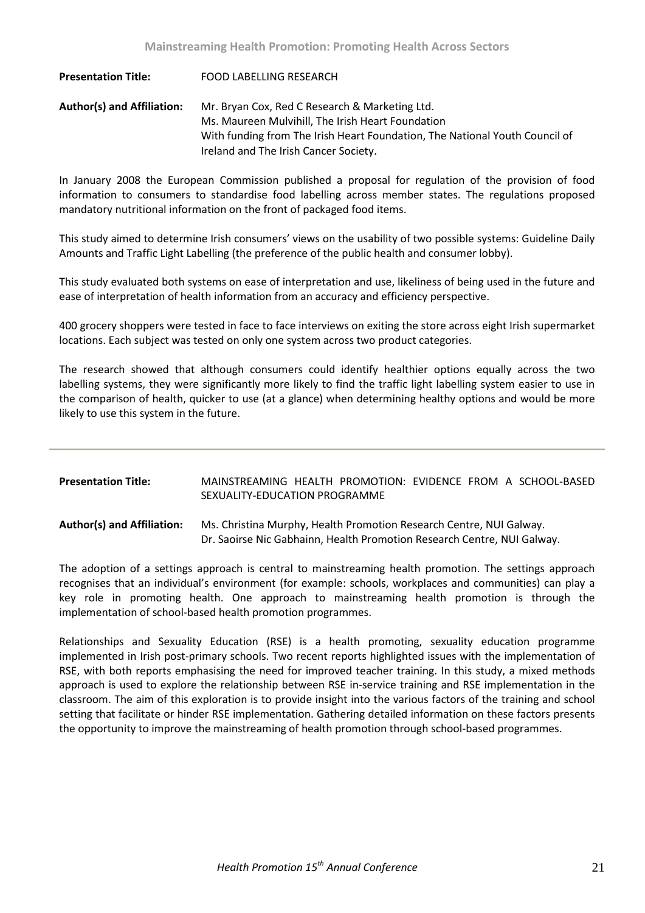**Presentation Title:** FOOD LABELLING RESEARCH

**Author(s) and Affiliation:** Mr. Bryan Cox, Red C Research & Marketing Ltd.
Ms. Maureen Mulvihill, The Irish Heart Foundation
With funding from The Irish Heart Foundation, The National Youth Council of Ireland and The Irish Cancer Society.

In January 2008 the European Commission published a proposal for regulation of the provision of food information to consumers to standardise food labelling across member states. The regulations proposed mandatory nutritional information on the front of packaged food items.

This study aimed to determine Irish consumers' views on the usability of two possible systems: Guideline Daily Amounts and Traffic Light Labelling (the preference of the public health and consumer lobby).

This study evaluated both systems on ease of interpretation and use, likeliness of being used in the future and ease of interpretation of health information from an accuracy and efficiency perspective.

400 grocery shoppers were tested in face to face interviews on exiting the store across eight Irish supermarket locations. Each subject was tested on only one system across two product categories.

The research showed that although consumers could identify healthier options equally across the two labelling systems, they were significantly more likely to find the traffic light labelling system easier to use in the comparison of health, quicker to use (at a glance) when determining healthy options and would be more likely to use this system in the future.

---

**Presentation Title:** MAINSTREAMING HEALTH PROMOTION: EVIDENCE FROM A SCHOOL-BASED SEXUALITY-EDUCATION PROGRAMME

**Author(s) and Affiliation:** Ms. Christina Murphy, Health Promotion Research Centre, NUI Galway.
Dr. Saoirse Nic Gabhainn, Health Promotion Research Centre, NUI Galway.

The adoption of a settings approach is central to mainstreaming health promotion. The settings approach recognises that an individual's environment (for example: schools, workplaces and communities) can play a key role in promoting health. One approach to mainstreaming health promotion is through the implementation of school-based health promotion programmes.

Relationships and Sexuality Education (RSE) is a health promoting, sexuality education programme implemented in Irish post-primary schools. Two recent reports highlighted issues with the implementation of RSE, with both reports emphasising the need for improved teacher training. In this study, a mixed methods approach is used to explore the relationship between RSE in-service training and RSE implementation in the classroom. The aim of this exploration is to provide insight into the various factors of the training and school setting that facilitate or hinder RSE implementation. Gathering detailed information on these factors presents the opportunity to improve the mainstreaming of health promotion through school-based programmes.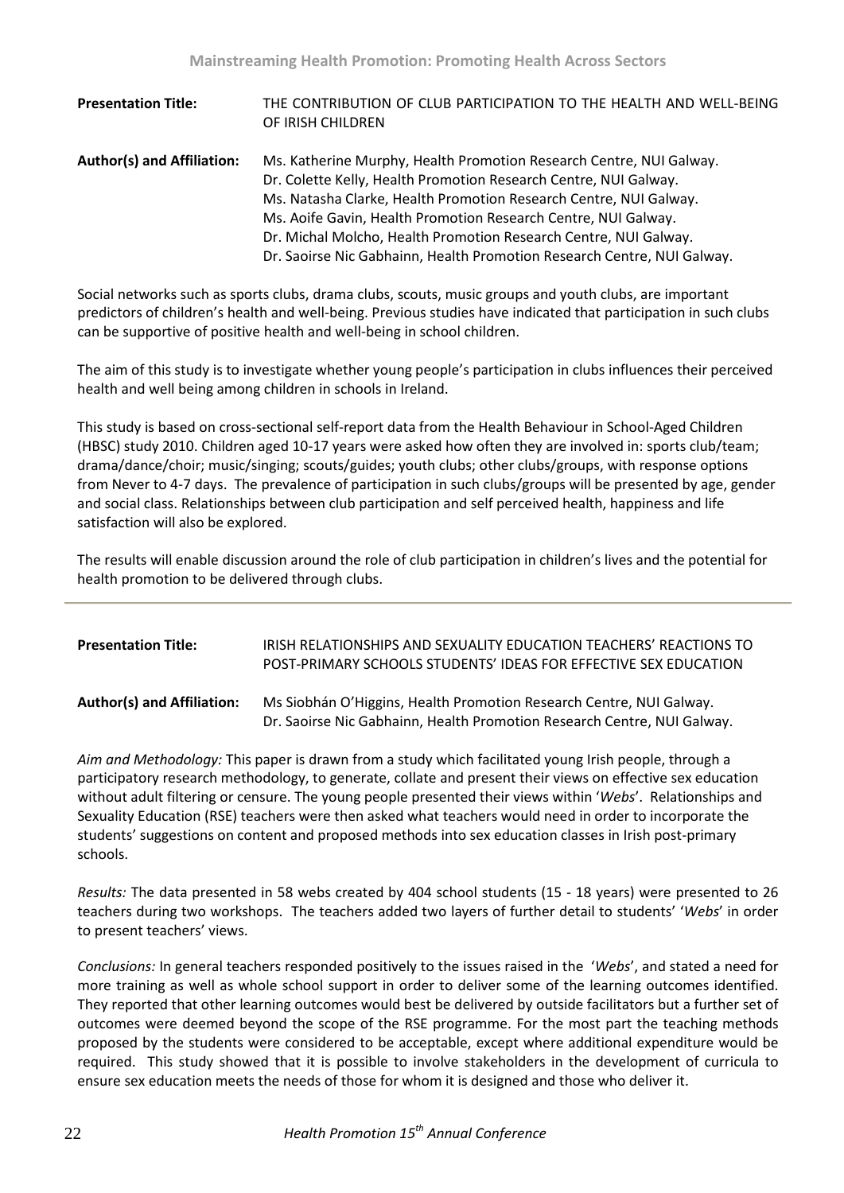**Presentation Title:** THE CONTRIBUTION OF CLUB PARTICIPATION TO THE HEALTH AND WELL-BEING OF IRISH CHILDREN

**Author(s) and Affiliation:** Ms. Katherine Murphy, Health Promotion Research Centre, NUI Galway.
Dr. Colette Kelly, Health Promotion Research Centre, NUI Galway.
Ms. Natasha Clarke, Health Promotion Research Centre, NUI Galway.
Ms. Aoife Gavin, Health Promotion Research Centre, NUI Galway.
Dr. Michal Molcho, Health Promotion Research Centre, NUI Galway.
Dr. Saoirse Nic Gabhainn, Health Promotion Research Centre, NUI Galway.

Social networks such as sports clubs, drama clubs, scouts, music groups and youth clubs, are important predictors of children's health and well-being. Previous studies have indicated that participation in such clubs can be supportive of positive health and well-being in school children.

The aim of this study is to investigate whether young people's participation in clubs influences their perceived health and well being among children in schools in Ireland.

This study is based on cross-sectional self-report data from the Health Behaviour in School-Aged Children (HBSC) study 2010. Children aged 10-17 years were asked how often they are involved in: sports club/team; drama/dance/choir; music/singing; scouts/guides; youth clubs; other clubs/groups, with response options from Never to 4-7 days. The prevalence of participation in such clubs/groups will be presented by age, gender and social class. Relationships between club participation and self perceived health, happiness and life satisfaction will also be explored.

The results will enable discussion around the role of club participation in children's lives and the potential for health promotion to be delivered through clubs.

---

**Presentation Title:** IRISH RELATIONSHIPS AND SEXUALITY EDUCATION TEACHERS' REACTIONS TO POST-PRIMARY SCHOOLS STUDENTS' IDEAS FOR EFFECTIVE SEX EDUCATION

**Author(s) and Affiliation:** Ms Siobhán O'Higgins, Health Promotion Research Centre, NUI Galway.
Dr. Saoirse Nic Gabhainn, Health Promotion Research Centre, NUI Galway.

*Aim and Methodology:* This paper is drawn from a study which facilitated young Irish people, through a participatory research methodology, to generate, collate and present their views on effective sex education without adult filtering or censure. The young people presented their views within '*Webs*'. Relationships and Sexuality Education (RSE) teachers were then asked what teachers would need in order to incorporate the students' suggestions on content and proposed methods into sex education classes in Irish post-primary schools.

*Results:* The data presented in 58 webs created by 404 school students (15 - 18 years) were presented to 26 teachers during two workshops. The teachers added two layers of further detail to students' '*Webs*' in order to present teachers' views.

*Conclusions:* In general teachers responded positively to the issues raised in the '*Webs*', and stated a need for more training as well as whole school support in order to deliver some of the learning outcomes identified. They reported that other learning outcomes would best be delivered by outside facilitators but a further set of outcomes were deemed beyond the scope of the RSE programme. For the most part the teaching methods proposed by the students were considered to be acceptable, except where additional expenditure would be required. This study showed that it is possible to involve stakeholders in the development of curricula to ensure sex education meets the needs of those for whom it is designed and those who deliver it.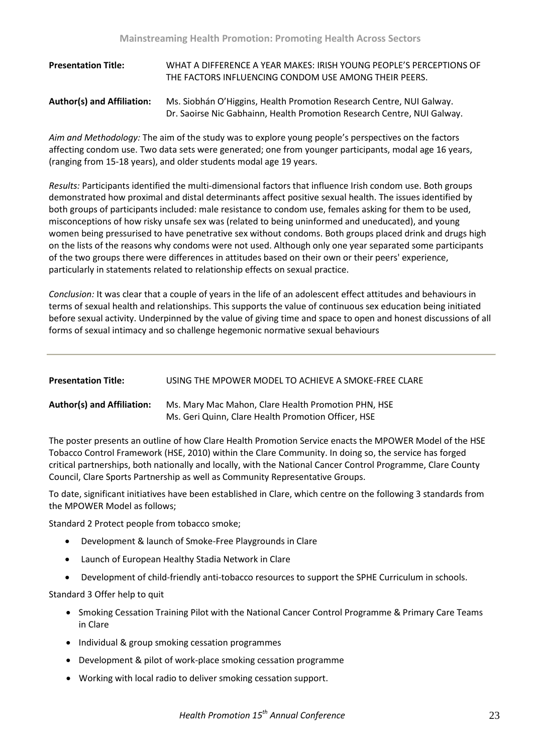**Presentation Title:** WHAT A DIFFERENCE A YEAR MAKES: IRISH YOUNG PEOPLE'S PERCEPTIONS OF THE FACTORS INFLUENCING CONDOM USE AMONG THEIR PEERS.

**Author(s) and Affiliation:** Ms. Siobhán O'Higgins, Health Promotion Research Centre, NUI Galway.
Dr. Saoirse Nic Gabhainn, Health Promotion Research Centre, NUI Galway.

*Aim and Methodology:* The aim of the study was to explore young people's perspectives on the factors affecting condom use. Two data sets were generated; one from younger participants, modal age 16 years, (ranging from 15-18 years), and older students modal age 19 years.

*Results:* Participants identified the multi-dimensional factors that influence Irish condom use. Both groups demonstrated how proximal and distal determinants affect positive sexual health. The issues identified by both groups of participants included: male resistance to condom use, females asking for them to be used, misconceptions of how risky unsafe sex was (related to being uninformed and uneducated), and young women being pressurised to have penetrative sex without condoms. Both groups placed drink and drugs high on the lists of the reasons why condoms were not used. Although only one year separated some participants of the two groups there were differences in attitudes based on their own or their peers' experience, particularly in statements related to relationship effects on sexual practice.

*Conclusion:* It was clear that a couple of years in the life of an adolescent effect attitudes and behaviours in terms of sexual health and relationships. This supports the value of continuous sex education being initiated before sexual activity. Underpinned by the value of giving time and space to open and honest discussions of all forms of sexual intimacy and so challenge hegemonic normative sexual behaviours

---

**Presentation Title:** USING THE MPOWER MODEL TO ACHIEVE A SMOKE-FREE CLARE

**Author(s) and Affiliation:** Ms. Mary Mac Mahon, Clare Health Promotion PHN, HSE
Ms. Geri Quinn, Clare Health Promotion Officer, HSE

The poster presents an outline of how Clare Health Promotion Service enacts the MPOWER Model of the HSE Tobacco Control Framework (HSE, 2010) within the Clare Community. In doing so, the service has forged critical partnerships, both nationally and locally, with the National Cancer Control Programme, Clare County Council, Clare Sports Partnership as well as Community Representative Groups.

To date, significant initiatives have been established in Clare, which centre on the following 3 standards from the MPOWER Model as follows;

Standard 2 Protect people from tobacco smoke;

- Development & launch of Smoke-Free Playgrounds in Clare
- Launch of European Healthy Stadia Network in Clare
- Development of child-friendly anti-tobacco resources to support the SPHE Curriculum in schools.

Standard 3 Offer help to quit

- Smoking Cessation Training Pilot with the National Cancer Control Programme & Primary Care Teams in Clare
- Individual & group smoking cessation programmes
- Development & pilot of work-place smoking cessation programme
- Working with local radio to deliver smoking cessation support.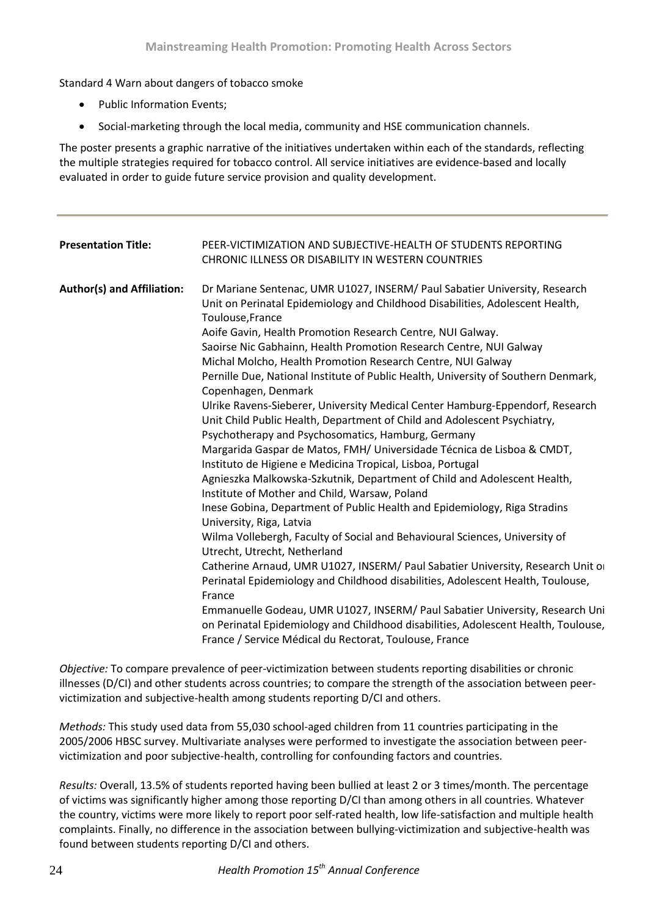Standard 4 Warn about dangers of tobacco smoke

- Public Information Events;
- Social-marketing through the local media, community and HSE communication channels.

The poster presents a graphic narrative of the initiatives undertaken within each of the standards, reflecting the multiple strategies required for tobacco control. All service initiatives are evidence-based and locally evaluated in order to guide future service provision and quality development.

---

**Presentation Title:** PEER-VICTIMIZATION AND SUBJECTIVE-HEALTH OF STUDENTS REPORTING CHRONIC ILLNESS OR DISABILITY IN WESTERN COUNTRIES

**Author(s) and Affiliation:**
Dr Mariane Sentenac, UMR U1027, INSERM/ Paul Sabatier University, Research Unit on Perinatal Epidemiology and Childhood Disabilities, Adolescent Health, Toulouse,France
Aoife Gavin, Health Promotion Research Centre, NUI Galway.
Saoirse Nic Gabhainn, Health Promotion Research Centre, NUI Galway
Michal Molcho, Health Promotion Research Centre, NUI Galway
Pernille Due, National Institute of Public Health, University of Southern Denmark, Copenhagen, Denmark
Ulrike Ravens-Sieberer, University Medical Center Hamburg-Eppendorf, Research Unit Child Public Health, Department of Child and Adolescent Psychiatry, Psychotherapy and Psychosomatics, Hamburg, Germany
Margarida Gaspar de Matos, FMH/ Universidade Técnica de Lisboa & CMDT, Instituto de Higiene e Medicina Tropical, Lisboa, Portugal
Agnieszka Malkowska-Szkutnik, Department of Child and Adolescent Health, Institute of Mother and Child, Warsaw, Poland
Inese Gobina, Department of Public Health and Epidemiology, Riga Stradins University, Riga, Latvia
Wilma Vollebergh, Faculty of Social and Behavioural Sciences, University of Utrecht, Utrecht, Netherland
Catherine Arnaud, UMR U1027, INSERM/ Paul Sabatier University, Research Unit on Perinatal Epidemiology and Childhood disabilities, Adolescent Health, Toulouse, France
Emmanuelle Godeau, UMR U1027, INSERM/ Paul Sabatier University, Research Unit on Perinatal Epidemiology and Childhood disabilities, Adolescent Health, Toulouse, France / Service Médical du Rectorat, Toulouse, France

*Objective:* To compare prevalence of peer-victimization between students reporting disabilities or chronic illnesses (D/CI) and other students across countries; to compare the strength of the association between peer-victimization and subjective-health among students reporting D/CI and others.

*Methods:* This study used data from 55,030 school-aged children from 11 countries participating in the 2005/2006 HBSC survey. Multivariate analyses were performed to investigate the association between peer-victimization and poor subjective-health, controlling for confounding factors and countries.

*Results:* Overall, 13.5% of students reported having been bullied at least 2 or 3 times/month. The percentage of victims was significantly higher among those reporting D/CI than among others in all countries. Whatever the country, victims were more likely to report poor self-rated health, low life-satisfaction and multiple health complaints. Finally, no difference in the association between bullying-victimization and subjective-health was found between students reporting D/CI and others.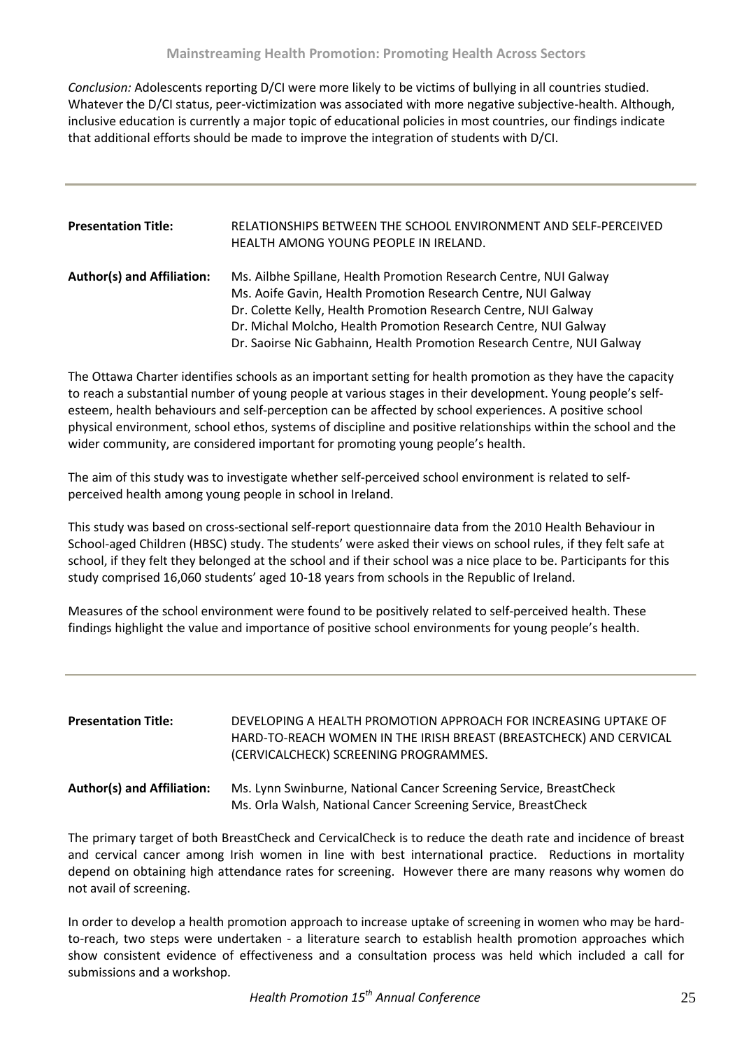*Conclusion:* Adolescents reporting D/CI were more likely to be victims of bullying in all countries studied. Whatever the D/CI status, peer-victimization was associated with more negative subjective-health. Although, inclusive education is currently a major topic of educational policies in most countries, our findings indicate that additional efforts should be made to improve the integration of students with D/CI.

---

**Presentation Title:** RELATIONSHIPS BETWEEN THE SCHOOL ENVIRONMENT AND SELF-PERCEIVED HEALTH AMONG YOUNG PEOPLE IN IRELAND.

**Author(s) and Affiliation:**
Ms. Ailbhe Spillane, Health Promotion Research Centre, NUI Galway
Ms. Aoife Gavin, Health Promotion Research Centre, NUI Galway
Dr. Colette Kelly, Health Promotion Research Centre, NUI Galway
Dr. Michal Molcho, Health Promotion Research Centre, NUI Galway
Dr. Saoirse Nic Gabhainn, Health Promotion Research Centre, NUI Galway

The Ottawa Charter identifies schools as an important setting for health promotion as they have the capacity to reach a substantial number of young people at various stages in their development. Young people's self-esteem, health behaviours and self-perception can be affected by school experiences. A positive school physical environment, school ethos, systems of discipline and positive relationships within the school and the wider community, are considered important for promoting young people's health.

The aim of this study was to investigate whether self-perceived school environment is related to self-perceived health among young people in school in Ireland.

This study was based on cross-sectional self-report questionnaire data from the 2010 Health Behaviour in School-aged Children (HBSC) study. The students' were asked their views on school rules, if they felt safe at school, if they felt they belonged at the school and if their school was a nice place to be. Participants for this study comprised 16,060 students' aged 10-18 years from schools in the Republic of Ireland.

Measures of the school environment were found to be positively related to self-perceived health. These findings highlight the value and importance of positive school environments for young people's health.

---

**Presentation Title:** DEVELOPING A HEALTH PROMOTION APPROACH FOR INCREASING UPTAKE OF HARD-TO-REACH WOMEN IN THE IRISH BREAST (BREASTCHECK) AND CERVICAL (CERVICALCHECK) SCREENING PROGRAMMES.

**Author(s) and Affiliation:**
Ms. Lynn Swinburne, National Cancer Screening Service, BreastCheck
Ms. Orla Walsh, National Cancer Screening Service, BreastCheck

The primary target of both BreastCheck and CervicalCheck is to reduce the death rate and incidence of breast and cervical cancer among Irish women in line with best international practice. Reductions in mortality depend on obtaining high attendance rates for screening. However there are many reasons why women do not avail of screening.

In order to develop a health promotion approach to increase uptake of screening in women who may be hard-to-reach, two steps were undertaken - a literature search to establish health promotion approaches which show consistent evidence of effectiveness and a consultation process was held which included a call for submissions and a workshop.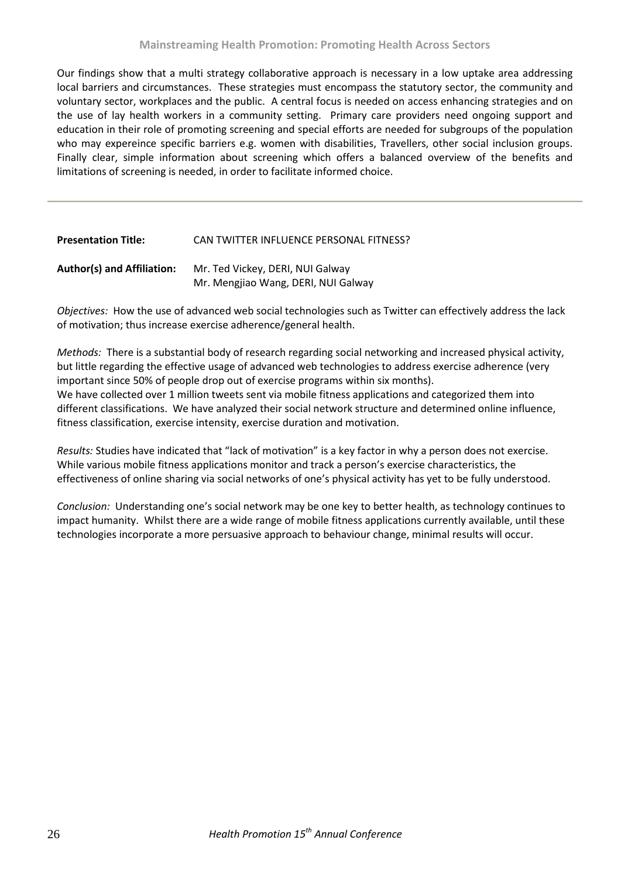Our findings show that a multi strategy collaborative approach is necessary in a low uptake area addressing local barriers and circumstances. These strategies must encompass the statutory sector, the community and voluntary sector, workplaces and the public. A central focus is needed on access enhancing strategies and on the use of lay health workers in a community setting. Primary care providers need ongoing support and education in their role of promoting screening and special efforts are needed for subgroups of the population who may expereince specific barriers e.g. women with disabilities, Travellers, other social inclusion groups. Finally clear, simple information about screening which offers a balanced overview of the benefits and limitations of screening is needed, in order to facilitate informed choice.

---

**Presentation Title:** CAN TWITTER INFLUENCE PERSONAL FITNESS?

**Author(s) and Affiliation:** Mr. Ted Vickey, DERI, NUI Galway
Mr. Mengjiao Wang, DERI, NUI Galway

*Objectives:* How the use of advanced web social technologies such as Twitter can effectively address the lack of motivation; thus increase exercise adherence/general health.

*Methods:* There is a substantial body of research regarding social networking and increased physical activity, but little regarding the effective usage of advanced web technologies to address exercise adherence (very important since 50% of people drop out of exercise programs within six months).
We have collected over 1 million tweets sent via mobile fitness applications and categorized them into different classifications. We have analyzed their social network structure and determined online influence, fitness classification, exercise intensity, exercise duration and motivation.

*Results:* Studies have indicated that "lack of motivation" is a key factor in why a person does not exercise. While various mobile fitness applications monitor and track a person's exercise characteristics, the effectiveness of online sharing via social networks of one's physical activity has yet to be fully understood.

*Conclusion:* Understanding one's social network may be one key to better health, as technology continues to impact humanity. Whilst there are a wide range of mobile fitness applications currently available, until these technologies incorporate a more persuasive approach to behaviour change, minimal results will occur.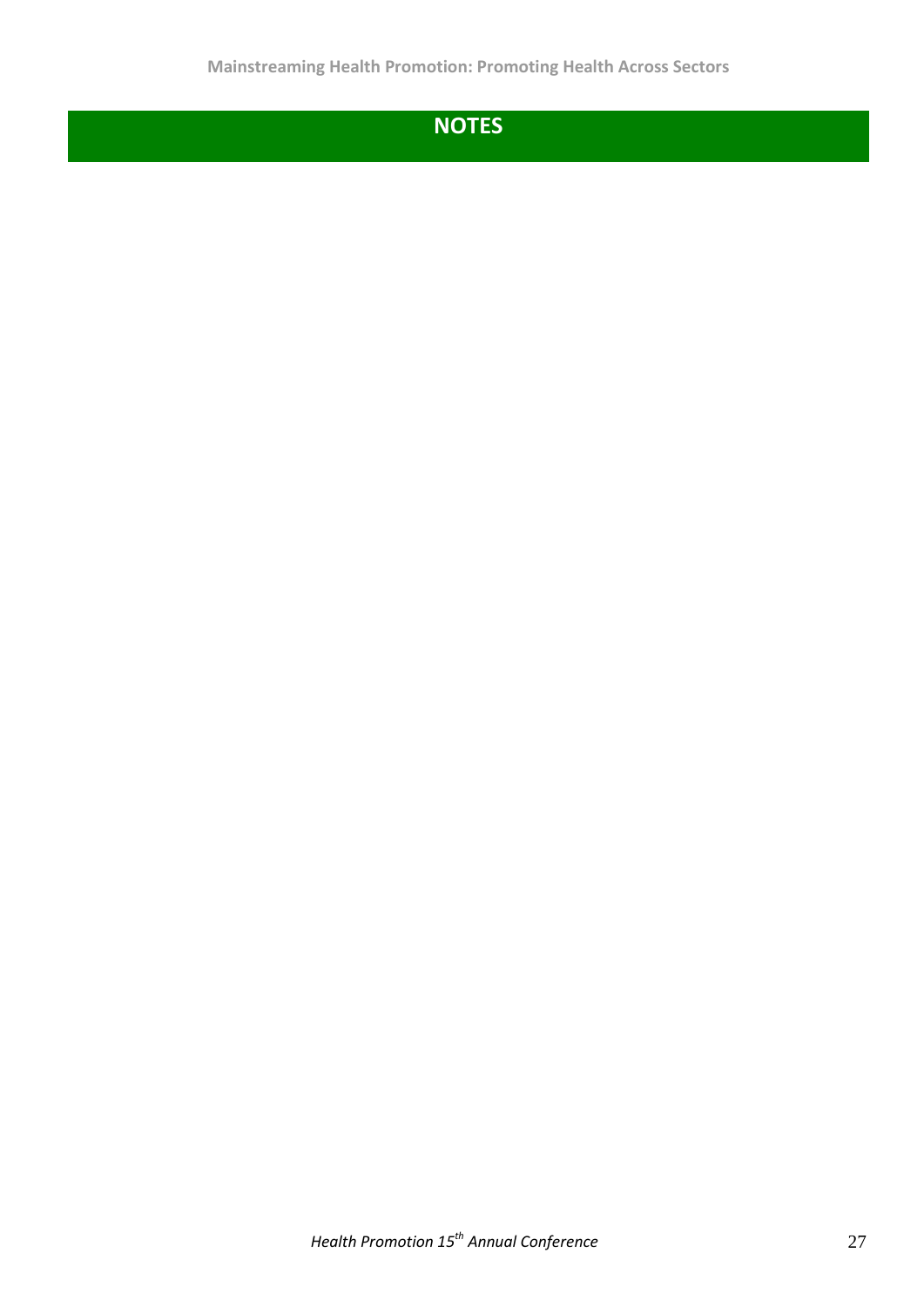# NOTES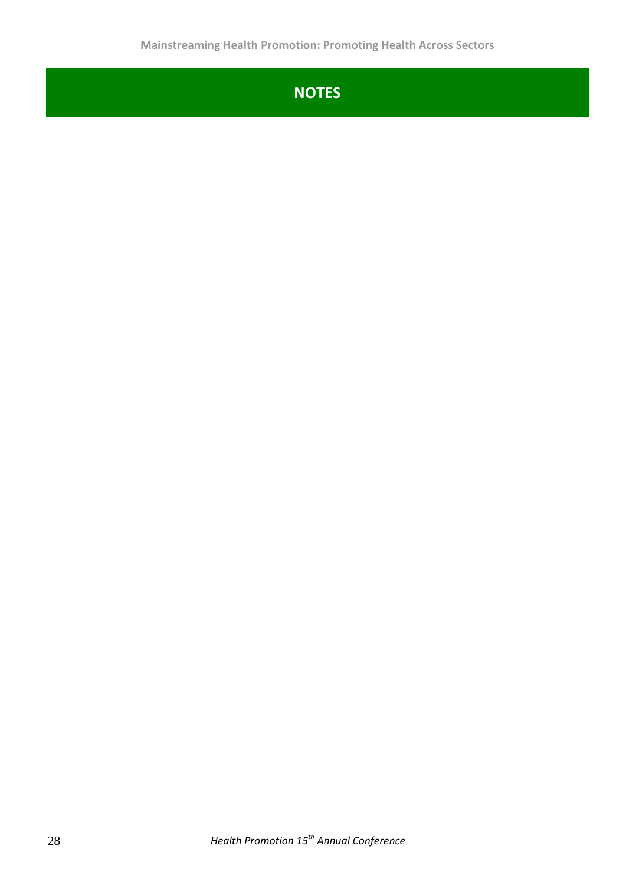# NOTES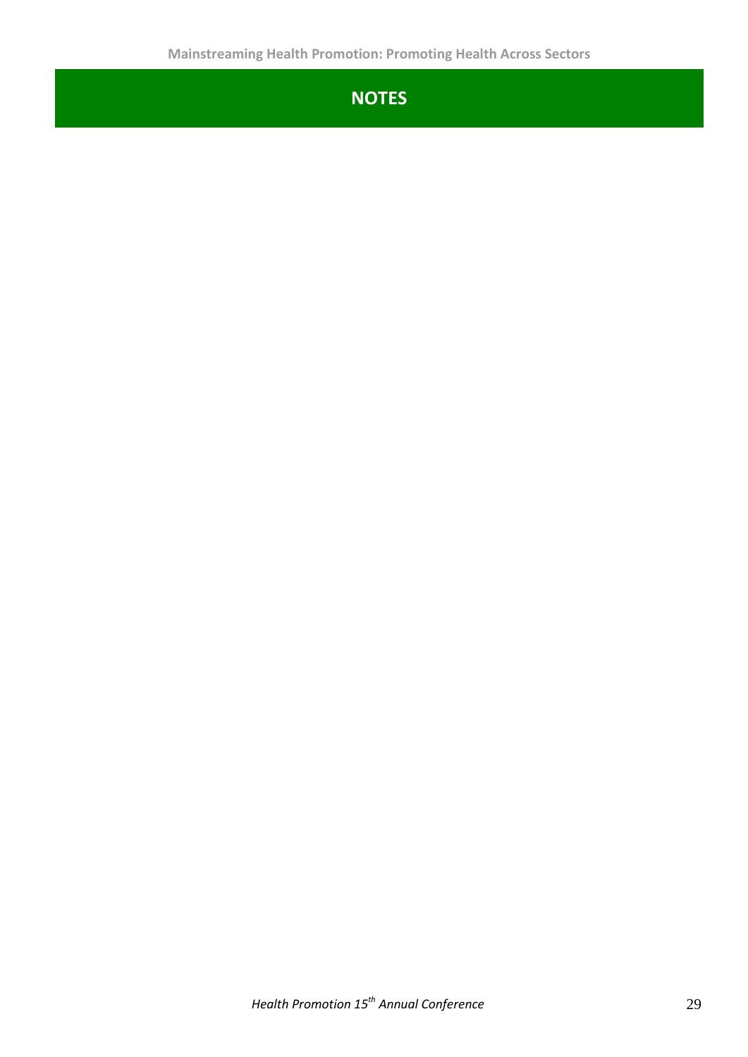# NOTES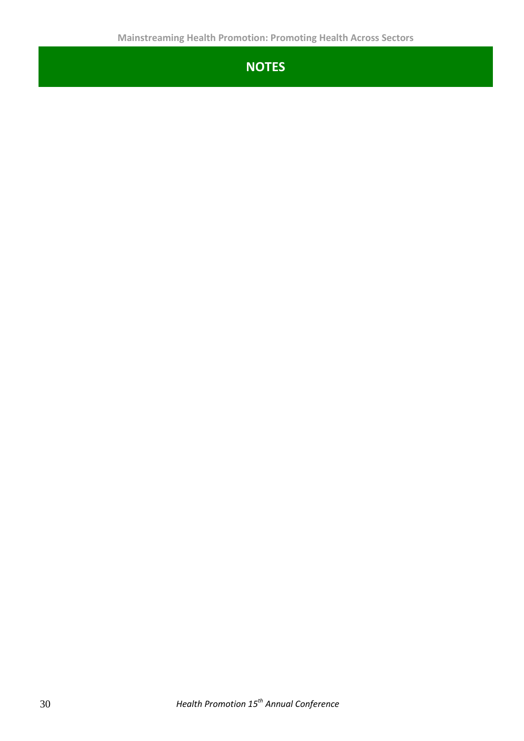# NOTES